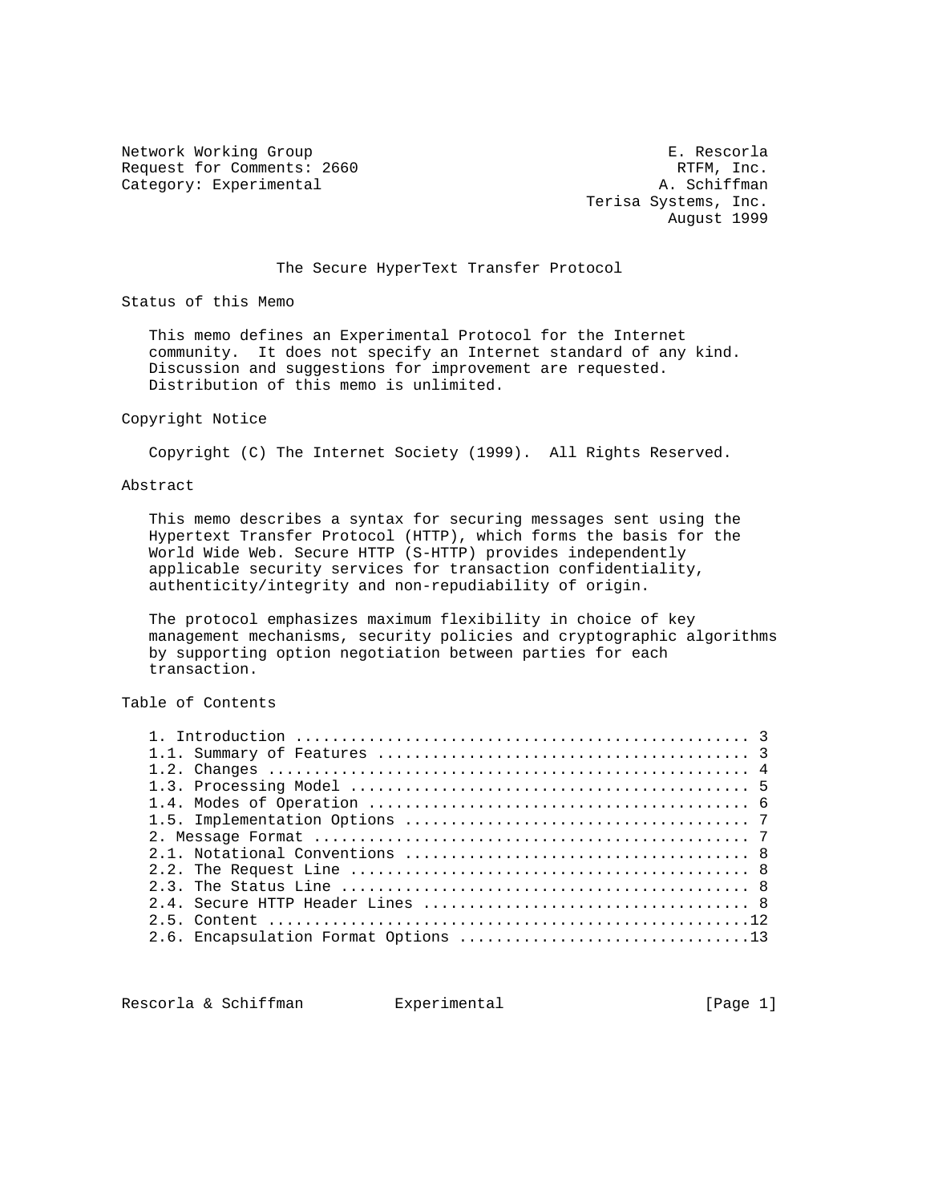Network Working Group E. Rescorla
Request for Comments: 2660 RTFM, Inc.
Category: Experimental A. Schiffman
Terisa Systems, Inc.
August 1999

# The Secure HyperText Transfer Protocol

## Status of this Memo

This memo defines an Experimental Protocol for the Internet community. It does not specify an Internet standard of any kind. Discussion and suggestions for improvement are requested. Distribution of this memo is unlimited.

## Copyright Notice

Copyright (C) The Internet Society (1999). All Rights Reserved.

## Abstract

This memo describes a syntax for securing messages sent using the Hypertext Transfer Protocol (HTTP), which forms the basis for the World Wide Web. Secure HTTP (S-HTTP) provides independently applicable security services for transaction confidentiality, authenticity/integrity and non-repudiability of origin.

The protocol emphasizes maximum flexibility in choice of key management mechanisms, security policies and cryptographic algorithms by supporting option negotiation between parties for each transaction.

## Table of Contents

```
1. Introduction ................................................. 3
1.1. Summary of Features ........................................ 3
1.2. Changes .................................................... 4
1.3. Processing Model ........................................... 5
1.4. Modes of Operation ......................................... 6
1.5. Implementation Options ..................................... 7
2. Message Format ............................................... 7
2.1. Notational Conventions ..................................... 8
2.2. The Request Line ........................................... 8
2.3. The Status Line ............................................ 8
2.4. Secure HTTP Header Lines ................................... 8
2.5. Content ....................................................12
2.6. Encapsulation Format Options ...............................13
```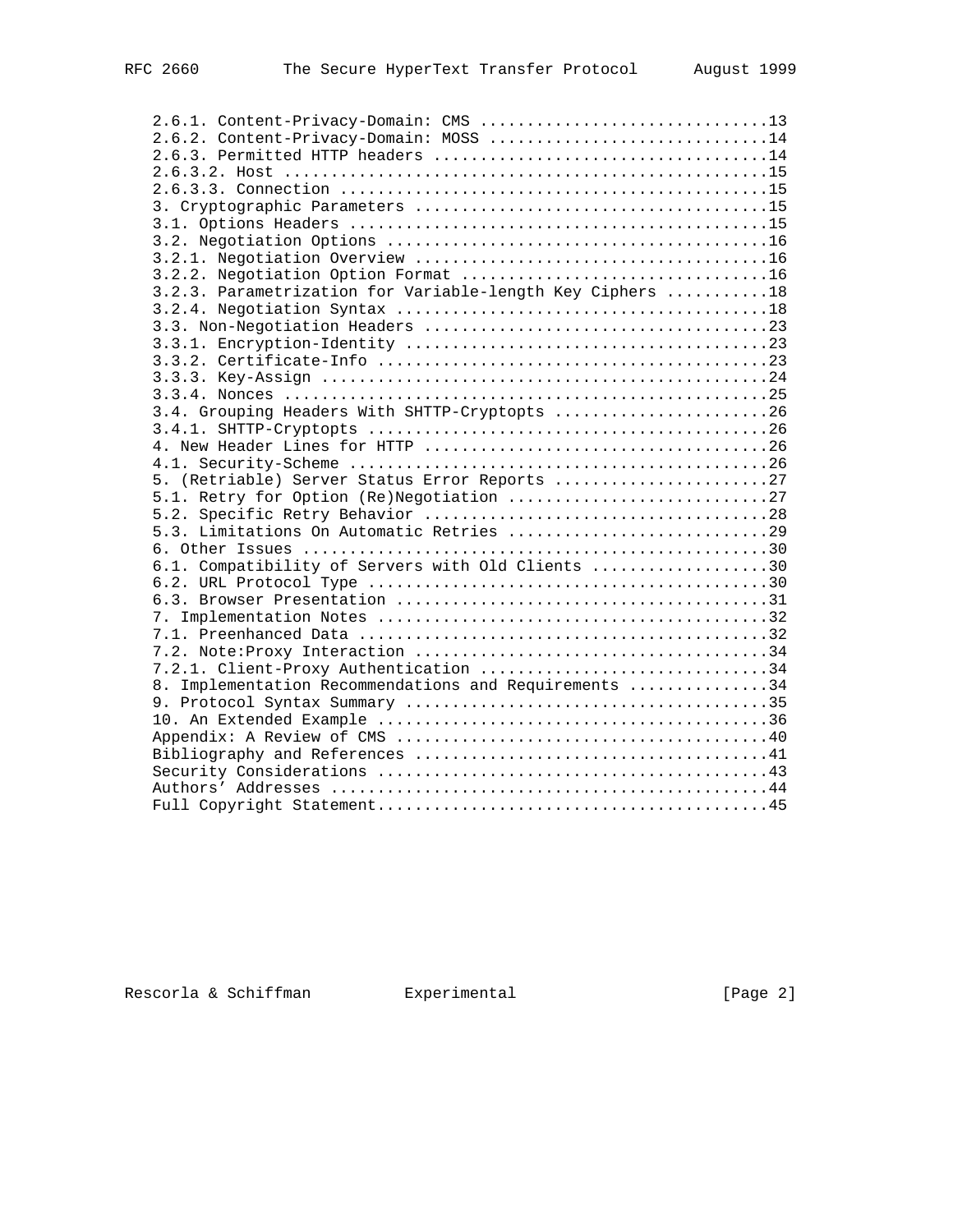```
2.6.1. Content-Privacy-Domain: CMS ..............................13
2.6.2. Content-Privacy-Domain: MOSS .............................14
2.6.3. Permitted HTTP headers ...................................14
2.6.3.2. Host ..................................................15
2.6.3.3. Connection ............................................15
3. Cryptographic Parameters ....................................15
3.1. Options Headers ...........................................15
3.2. Negotiation Options .......................................16
3.2.1. Negotiation Overview ....................................16
3.2.2. Negotiation Option Format ...............................16
3.2.3. Parametrization for Variable-length Key Ciphers .........18
3.2.4. Negotiation Syntax ......................................18
3.3. Non-Negotiation Headers ...................................23
3.3.1. Encryption-Identity .....................................23
3.3.2. Certificate-Info ........................................23
3.3.3. Key-Assign ..............................................24
3.3.4. Nonces ..................................................25
3.4. Grouping Headers With SHTTP-Cryptopts .....................26
3.4.1. SHTTP-Cryptopts .........................................26
4. New Header Lines for HTTP ...................................26
4.1. Security-Scheme ...........................................26
5. (Retriable) Server Status Error Reports .....................27
5.1. Retry for Option (Re)Negotiation ..........................27
5.2. Specific Retry Behavior ...................................28
5.3. Limitations On Automatic Retries ..........................29
6. Other Issues ................................................30
6.1. Compatibility of Servers with Old Clients .................30
6.2. URL Protocol Type .........................................30
6.3. Browser Presentation ......................................31
7. Implementation Notes ........................................32
7.1. Preenhanced Data ..........................................32
7.2. Note:Proxy Interaction ....................................34
7.2.1. Client-Proxy Authentication .............................34
8. Implementation Recommendations and Requirements .............34
9. Protocol Syntax Summary .....................................35
10. An Extended Example ........................................36
Appendix: A Review of CMS ......................................40
Bibliography and References ....................................41
Security Considerations ........................................43
Authors' Addresses .............................................44
Full Copyright Statement........................................45
```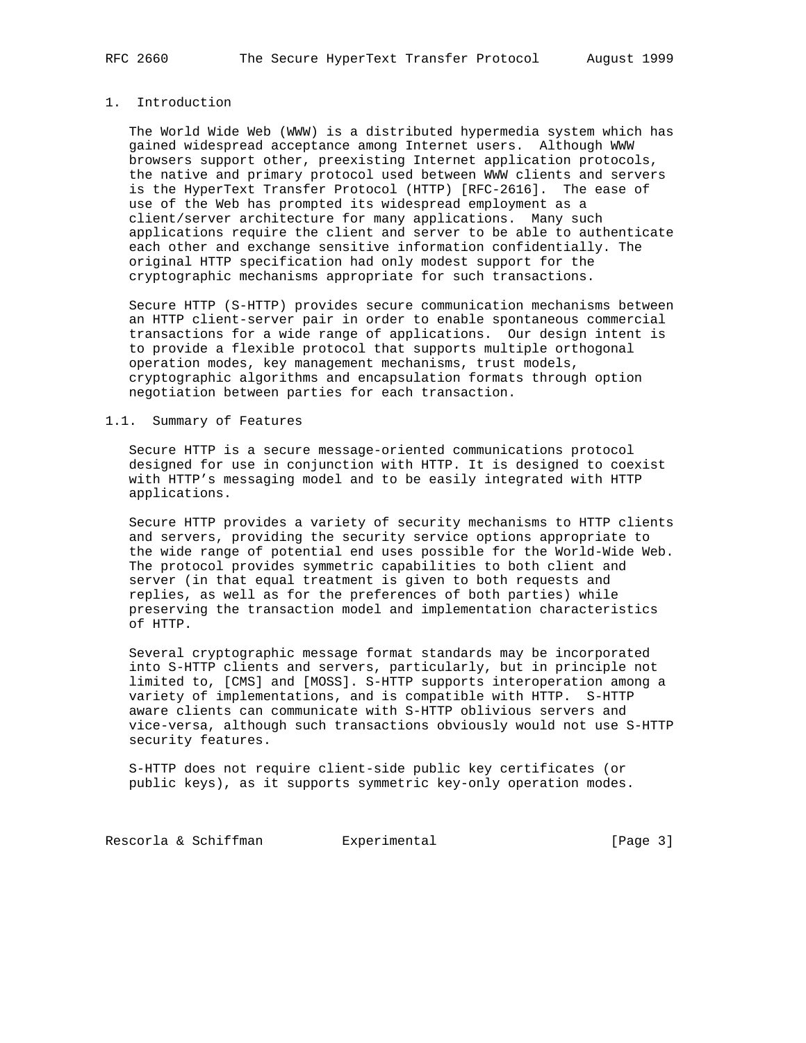# 1. Introduction

The World Wide Web (WWW) is a distributed hypermedia system which has gained widespread acceptance among Internet users. Although WWW browsers support other, preexisting Internet application protocols, the native and primary protocol used between WWW clients and servers is the HyperText Transfer Protocol (HTTP) [RFC-2616]. The ease of use of the Web has prompted its widespread employment as a client/server architecture for many applications. Many such applications require the client and server to be able to authenticate each other and exchange sensitive information confidentially. The original HTTP specification had only modest support for the cryptographic mechanisms appropriate for such transactions.

Secure HTTP (S-HTTP) provides secure communication mechanisms between an HTTP client-server pair in order to enable spontaneous commercial transactions for a wide range of applications. Our design intent is to provide a flexible protocol that supports multiple orthogonal operation modes, key management mechanisms, trust models, cryptographic algorithms and encapsulation formats through option negotiation between parties for each transaction.

## 1.1. Summary of Features

Secure HTTP is a secure message-oriented communications protocol designed for use in conjunction with HTTP. It is designed to coexist with HTTP's messaging model and to be easily integrated with HTTP applications.

Secure HTTP provides a variety of security mechanisms to HTTP clients and servers, providing the security service options appropriate to the wide range of potential end uses possible for the World-Wide Web. The protocol provides symmetric capabilities to both client and server (in that equal treatment is given to both requests and replies, as well as for the preferences of both parties) while preserving the transaction model and implementation characteristics of HTTP.

Several cryptographic message format standards may be incorporated into S-HTTP clients and servers, particularly, but in principle not limited to, [CMS] and [MOSS]. S-HTTP supports interoperation among a variety of implementations, and is compatible with HTTP. S-HTTP aware clients can communicate with S-HTTP oblivious servers and vice-versa, although such transactions obviously would not use S-HTTP security features.

S-HTTP does not require client-side public key certificates (or public keys), as it supports symmetric key-only operation modes.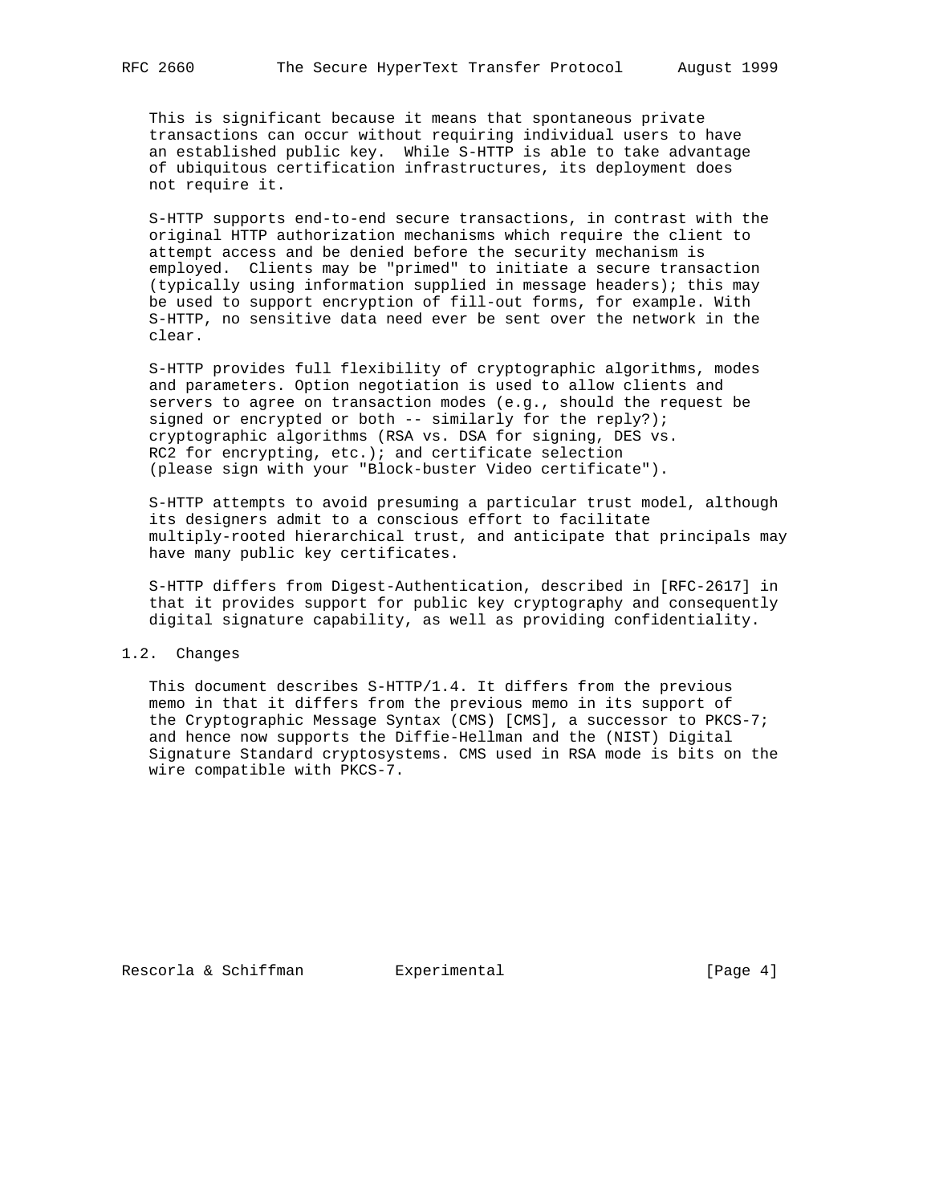This is significant because it means that spontaneous private transactions can occur without requiring individual users to have an established public key. While S-HTTP is able to take advantage of ubiquitous certification infrastructures, its deployment does not require it.

S-HTTP supports end-to-end secure transactions, in contrast with the original HTTP authorization mechanisms which require the client to attempt access and be denied before the security mechanism is employed. Clients may be "primed" to initiate a secure transaction (typically using information supplied in message headers); this may be used to support encryption of fill-out forms, for example. With S-HTTP, no sensitive data need ever be sent over the network in the clear.

S-HTTP provides full flexibility of cryptographic algorithms, modes and parameters. Option negotiation is used to allow clients and servers to agree on transaction modes (e.g., should the request be signed or encrypted or both -- similarly for the reply?); cryptographic algorithms (RSA vs. DSA for signing, DES vs. RC2 for encrypting, etc.); and certificate selection (please sign with your "Block-buster Video certificate").

S-HTTP attempts to avoid presuming a particular trust model, although its designers admit to a conscious effort to facilitate multiply-rooted hierarchical trust, and anticipate that principals may have many public key certificates.

S-HTTP differs from Digest-Authentication, described in [RFC-2617] in that it provides support for public key cryptography and consequently digital signature capability, as well as providing confidentiality.

## 1.2. Changes

This document describes S-HTTP/1.4. It differs from the previous memo in that it differs from the previous memo in its support of the Cryptographic Message Syntax (CMS) [CMS], a successor to PKCS-7; and hence now supports the Diffie-Hellman and the (NIST) Digital Signature Standard cryptosystems. CMS used in RSA mode is bits on the wire compatible with PKCS-7.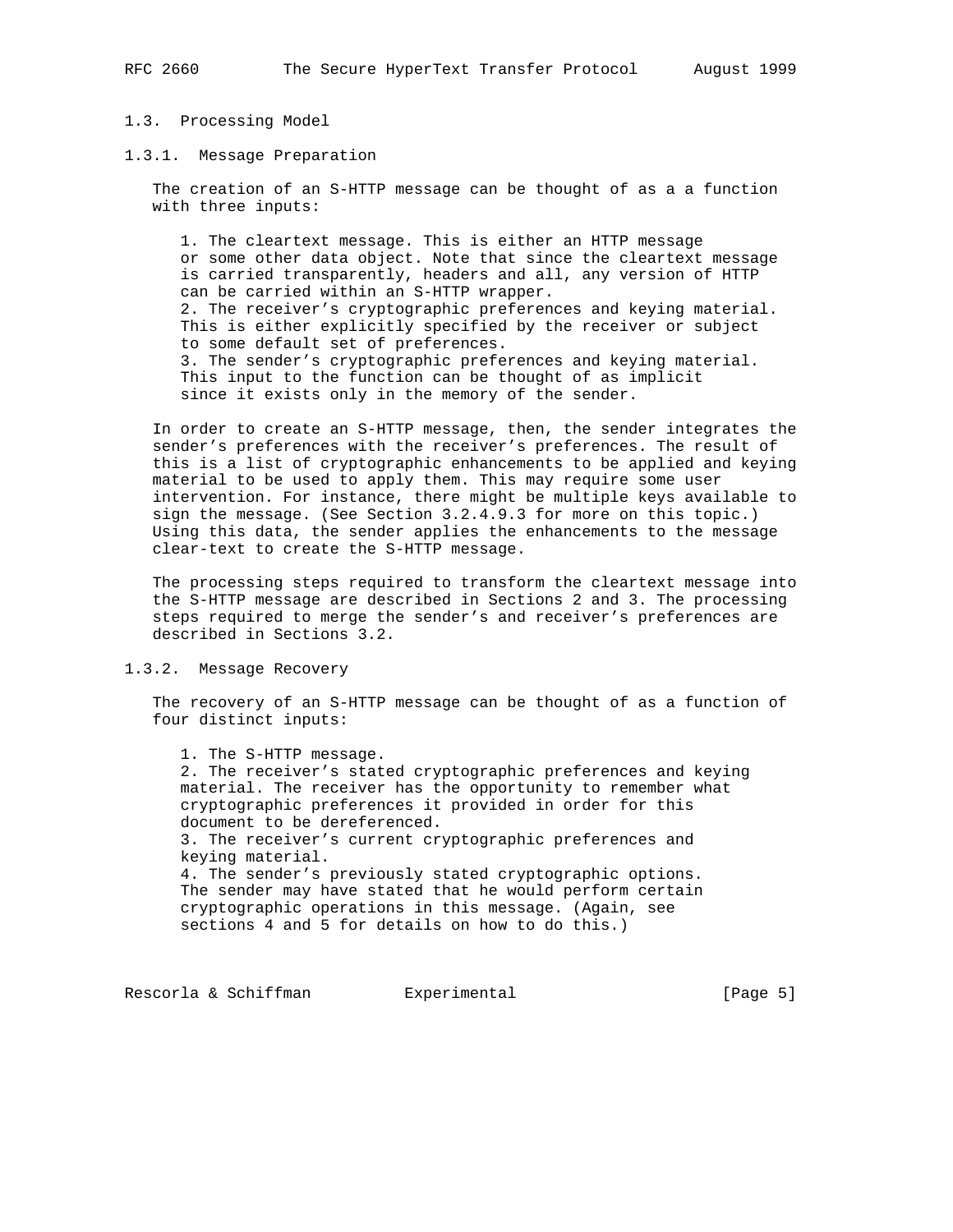### 1.3. Processing Model

#### 1.3.1. Message Preparation

The creation of an S-HTTP message can be thought of as a a function with three inputs:

1. The cleartext message. This is either an HTTP message or some other data object. Note that since the cleartext message is carried transparently, headers and all, any version of HTTP can be carried within an S-HTTP wrapper.
2. The receiver's cryptographic preferences and keying material. This is either explicitly specified by the receiver or subject to some default set of preferences.
3. The sender's cryptographic preferences and keying material. This input to the function can be thought of as implicit since it exists only in the memory of the sender.

In order to create an S-HTTP message, then, the sender integrates the sender's preferences with the receiver's preferences. The result of this is a list of cryptographic enhancements to be applied and keying material to be used to apply them. This may require some user intervention. For instance, there might be multiple keys available to sign the message. (See Section 3.2.4.9.3 for more on this topic.) Using this data, the sender applies the enhancements to the message clear-text to create the S-HTTP message.

The processing steps required to transform the cleartext message into the S-HTTP message are described in Sections 2 and 3. The processing steps required to merge the sender's and receiver's preferences are described in Sections 3.2.

#### 1.3.2. Message Recovery

The recovery of an S-HTTP message can be thought of as a function of four distinct inputs:

1. The S-HTTP message.
2. The receiver's stated cryptographic preferences and keying material. The receiver has the opportunity to remember what cryptographic preferences it provided in order for this document to be dereferenced.
3. The receiver's current cryptographic preferences and keying material.
4. The sender's previously stated cryptographic options. The sender may have stated that he would perform certain cryptographic operations in this message. (Again, see sections 4 and 5 for details on how to do this.)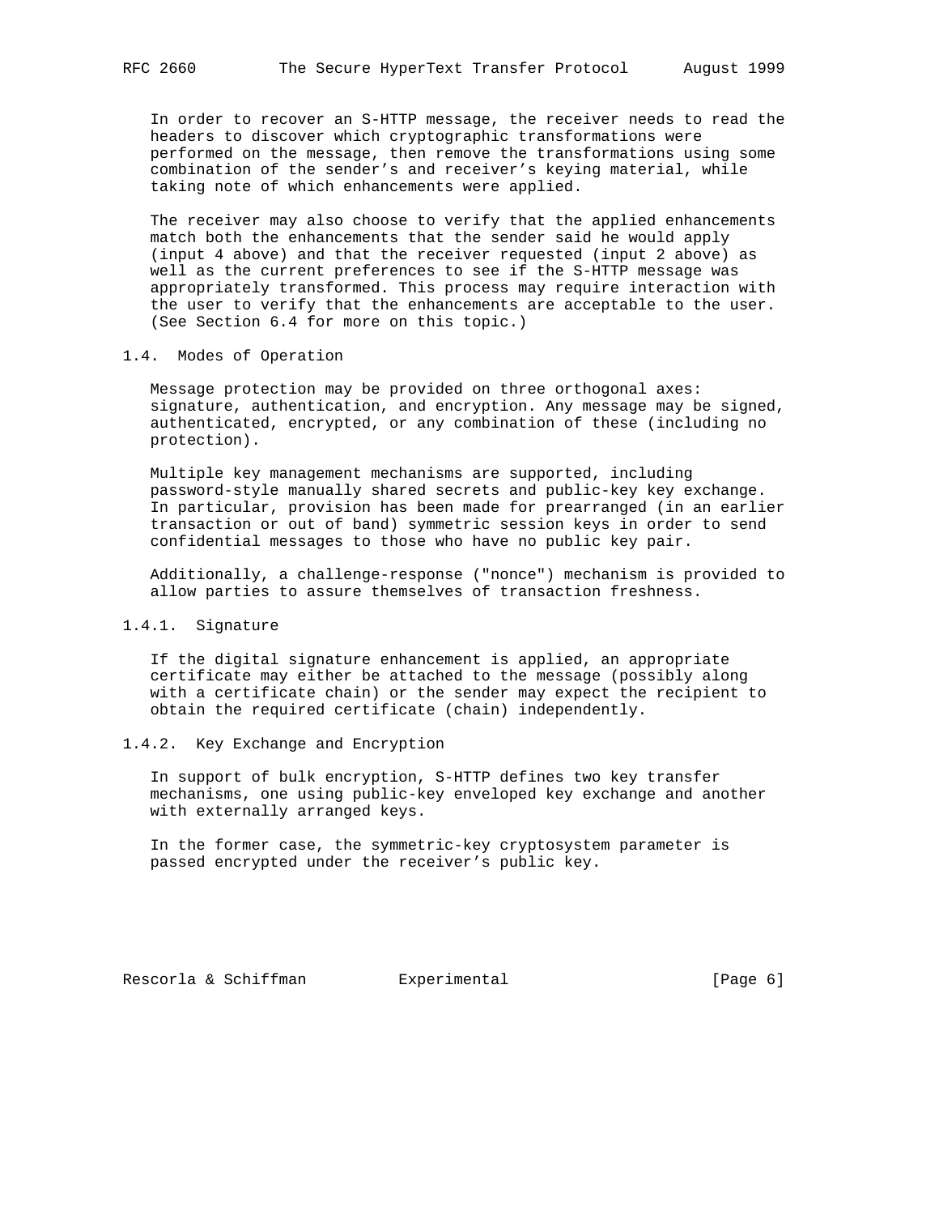In order to recover an S-HTTP message, the receiver needs to read the headers to discover which cryptographic transformations were performed on the message, then remove the transformations using some combination of the sender's and receiver's keying material, while taking note of which enhancements were applied.

The receiver may also choose to verify that the applied enhancements match both the enhancements that the sender said he would apply (input 4 above) and that the receiver requested (input 2 above) as well as the current preferences to see if the S-HTTP message was appropriately transformed. This process may require interaction with the user to verify that the enhancements are acceptable to the user. (See Section 6.4 for more on this topic.)

## 1.4. Modes of Operation

Message protection may be provided on three orthogonal axes: signature, authentication, and encryption. Any message may be signed, authenticated, encrypted, or any combination of these (including no protection).

Multiple key management mechanisms are supported, including password-style manually shared secrets and public-key key exchange. In particular, provision has been made for prearranged (in an earlier transaction or out of band) symmetric session keys in order to send confidential messages to those who have no public key pair.

Additionally, a challenge-response ("nonce") mechanism is provided to allow parties to assure themselves of transaction freshness.

### 1.4.1. Signature

If the digital signature enhancement is applied, an appropriate certificate may either be attached to the message (possibly along with a certificate chain) or the sender may expect the recipient to obtain the required certificate (chain) independently.

### 1.4.2. Key Exchange and Encryption

In support of bulk encryption, S-HTTP defines two key transfer mechanisms, one using public-key enveloped key exchange and another with externally arranged keys.

In the former case, the symmetric-key cryptosystem parameter is passed encrypted under the receiver's public key.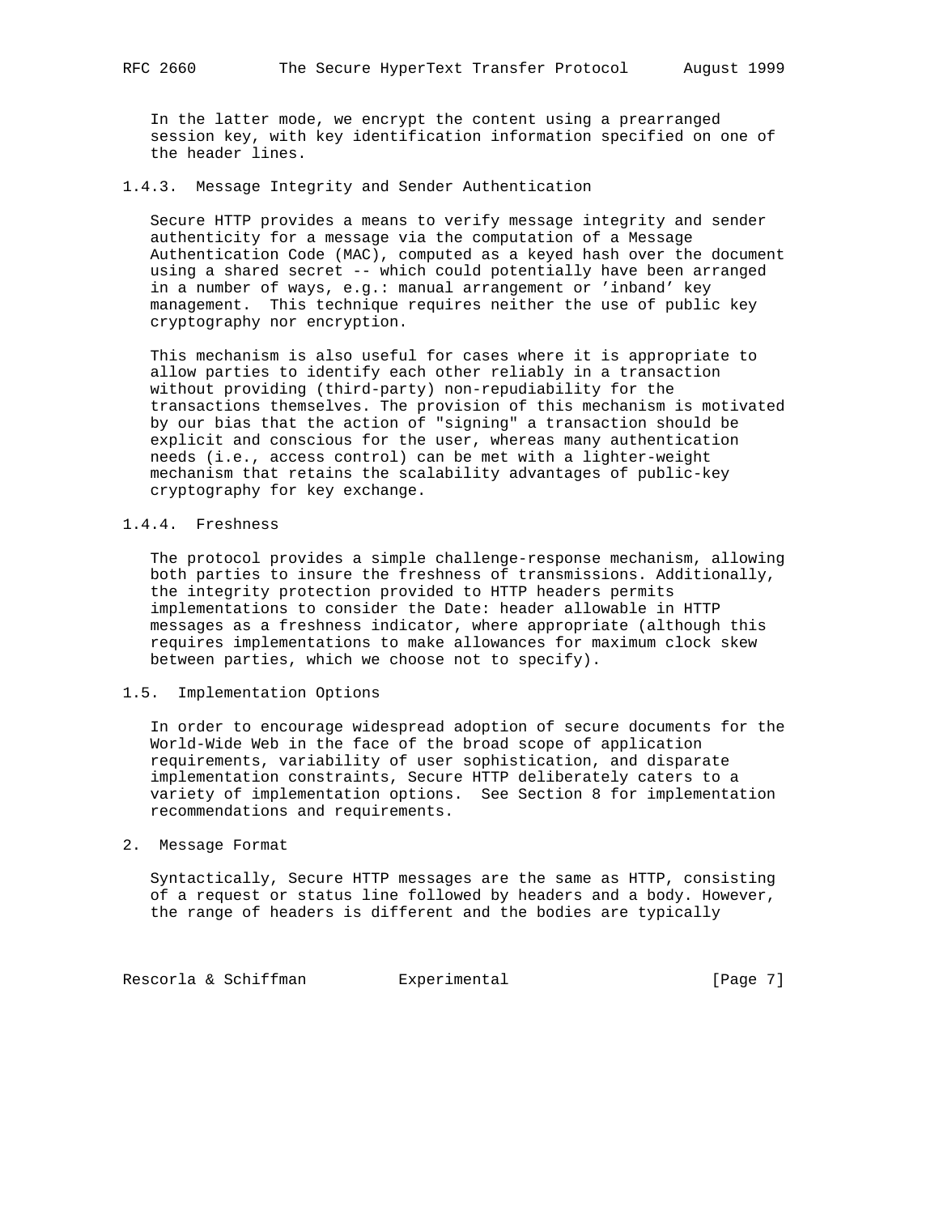In the latter mode, we encrypt the content using a prearranged session key, with key identification information specified on one of the header lines.

### 1.4.3. Message Integrity and Sender Authentication

Secure HTTP provides a means to verify message integrity and sender authenticity for a message via the computation of a Message Authentication Code (MAC), computed as a keyed hash over the document using a shared secret -- which could potentially have been arranged in a number of ways, e.g.: manual arrangement or 'inband' key management. This technique requires neither the use of public key cryptography nor encryption.

This mechanism is also useful for cases where it is appropriate to allow parties to identify each other reliably in a transaction without providing (third-party) non-repudiability for the transactions themselves. The provision of this mechanism is motivated by our bias that the action of "signing" a transaction should be explicit and conscious for the user, whereas many authentication needs (i.e., access control) can be met with a lighter-weight mechanism that retains the scalability advantages of public-key cryptography for key exchange.

### 1.4.4. Freshness

The protocol provides a simple challenge-response mechanism, allowing both parties to insure the freshness of transmissions. Additionally, the integrity protection provided to HTTP headers permits implementations to consider the Date: header allowable in HTTP messages as a freshness indicator, where appropriate (although this requires implementations to make allowances for maximum clock skew between parties, which we choose not to specify).

## 1.5. Implementation Options

In order to encourage widespread adoption of secure documents for the World-Wide Web in the face of the broad scope of application requirements, variability of user sophistication, and disparate implementation constraints, Secure HTTP deliberately caters to a variety of implementation options. See Section 8 for implementation recommendations and requirements.

# 2. Message Format

Syntactically, Secure HTTP messages are the same as HTTP, consisting of a request or status line followed by headers and a body. However, the range of headers is different and the bodies are typically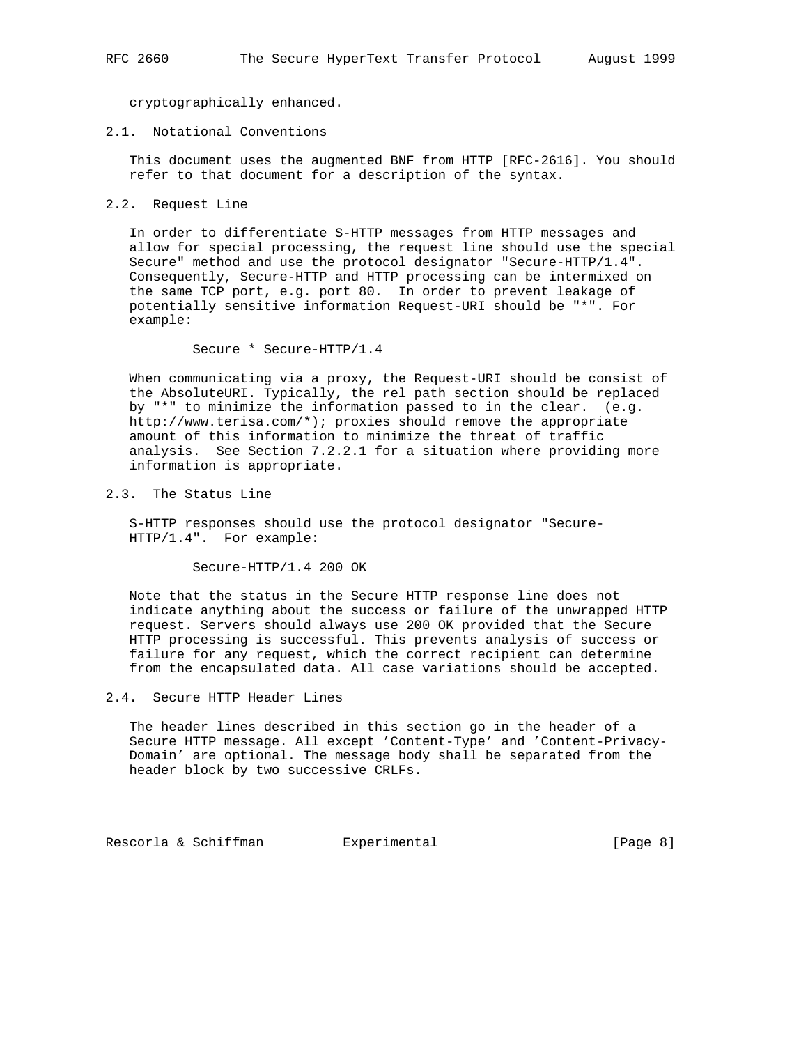cryptographically enhanced.

## 2.1. Notational Conventions

This document uses the augmented BNF from HTTP [RFC-2616]. You should refer to that document for a description of the syntax.

## 2.2. Request Line

In order to differentiate S-HTTP messages from HTTP messages and allow for special processing, the request line should use the special Secure" method and use the protocol designator "Secure-HTTP/1.4". Consequently, Secure-HTTP and HTTP processing can be intermixed on the same TCP port, e.g. port 80. In order to prevent leakage of potentially sensitive information Request-URI should be "*". For example:

```
Secure * Secure-HTTP/1.4
```

When communicating via a proxy, the Request-URI should be consist of the AbsoluteURI. Typically, the rel path section should be replaced by "*" to minimize the information passed to in the clear. (e.g. http://www.terisa.com/*); proxies should remove the appropriate amount of this information to minimize the threat of traffic analysis. See Section 7.2.2.1 for a situation where providing more information is appropriate.

## 2.3. The Status Line

S-HTTP responses should use the protocol designator "Secure-HTTP/1.4". For example:

```
Secure-HTTP/1.4 200 OK
```

Note that the status in the Secure HTTP response line does not indicate anything about the success or failure of the unwrapped HTTP request. Servers should always use 200 OK provided that the Secure HTTP processing is successful. This prevents analysis of success or failure for any request, which the correct recipient can determine from the encapsulated data. All case variations should be accepted.

## 2.4. Secure HTTP Header Lines

The header lines described in this section go in the header of a Secure HTTP message. All except 'Content-Type' and 'Content-Privacy-Domain' are optional. The message body shall be separated from the header block by two successive CRLFs.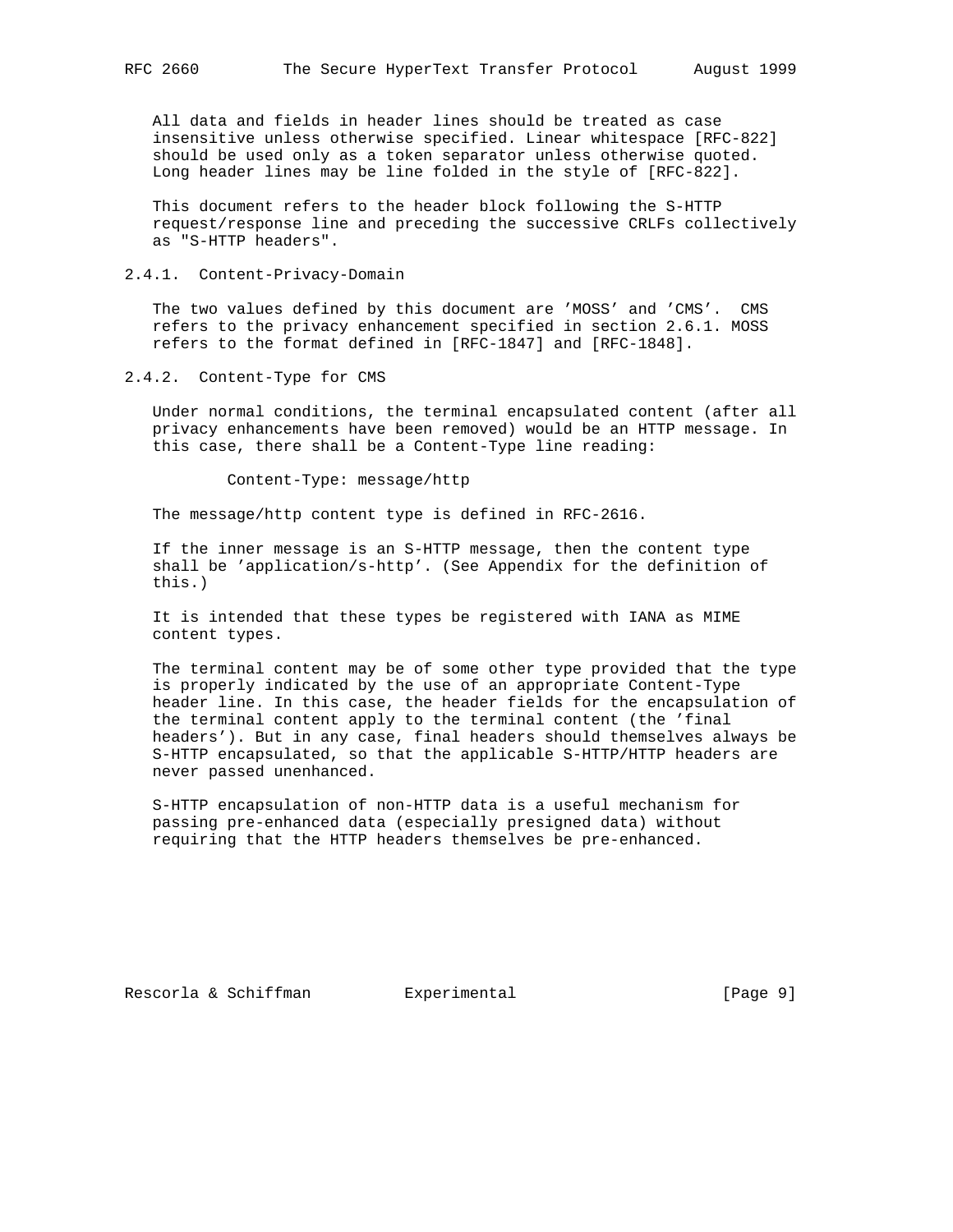All data and fields in header lines should be treated as case insensitive unless otherwise specified. Linear whitespace [RFC-822] should be used only as a token separator unless otherwise quoted. Long header lines may be line folded in the style of [RFC-822].

This document refers to the header block following the S-HTTP request/response line and preceding the successive CRLFs collectively as "S-HTTP headers".

### 2.4.1. Content-Privacy-Domain

The two values defined by this document are 'MOSS' and 'CMS'. CMS refers to the privacy enhancement specified in section 2.6.1. MOSS refers to the format defined in [RFC-1847] and [RFC-1848].

### 2.4.2. Content-Type for CMS

Under normal conditions, the terminal encapsulated content (after all privacy enhancements have been removed) would be an HTTP message. In this case, there shall be a Content-Type line reading:

```
Content-Type: message/http
```

The message/http content type is defined in RFC-2616.

If the inner message is an S-HTTP message, then the content type shall be 'application/s-http'. (See Appendix for the definition of this.)

It is intended that these types be registered with IANA as MIME content types.

The terminal content may be of some other type provided that the type is properly indicated by the use of an appropriate Content-Type header line. In this case, the header fields for the encapsulation of the terminal content apply to the terminal content (the 'final headers'). But in any case, final headers should themselves always be S-HTTP encapsulated, so that the applicable S-HTTP/HTTP headers are never passed unenhanced.

S-HTTP encapsulation of non-HTTP data is a useful mechanism for passing pre-enhanced data (especially presigned data) without requiring that the HTTP headers themselves be pre-enhanced.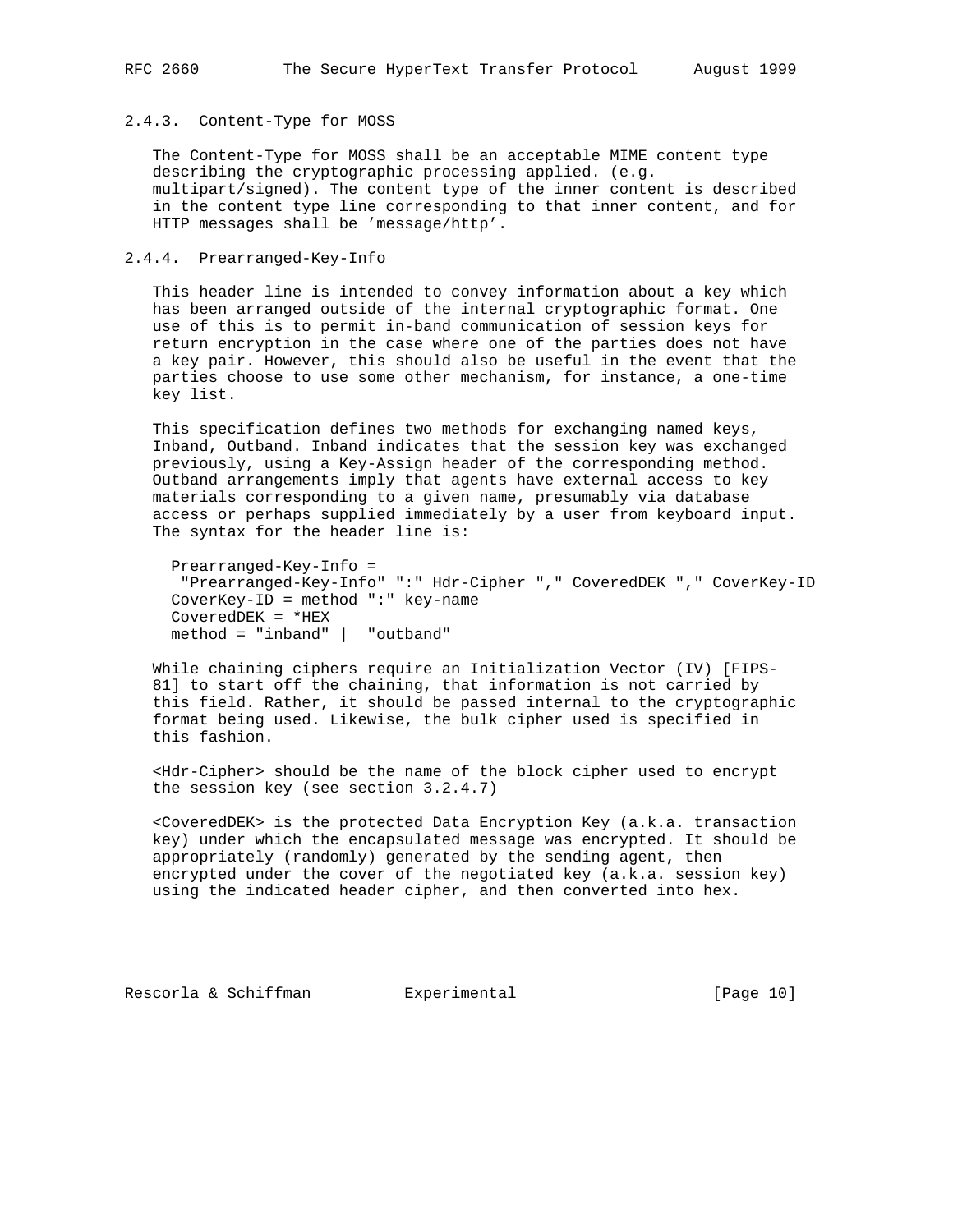### 2.4.3. Content-Type for MOSS

The Content-Type for MOSS shall be an acceptable MIME content type describing the cryptographic processing applied. (e.g. multipart/signed). The content type of the inner content is described in the content type line corresponding to that inner content, and for HTTP messages shall be 'message/http'.

### 2.4.4. Prearranged-Key-Info

This header line is intended to convey information about a key which has been arranged outside of the internal cryptographic format. One use of this is to permit in-band communication of session keys for return encryption in the case where one of the parties does not have a key pair. However, this should also be useful in the event that the parties choose to use some other mechanism, for instance, a one-time key list.

This specification defines two methods for exchanging named keys, Inband, Outband. Inband indicates that the session key was exchanged previously, using a Key-Assign header of the corresponding method. Outband arrangements imply that agents have external access to key materials corresponding to a given name, presumably via database access or perhaps supplied immediately by a user from keyboard input. The syntax for the header line is:

```
Prearranged-Key-Info =
 "Prearranged-Key-Info" ":" Hdr-Cipher "," CoveredDEK "," CoverKey-ID
CoverKey-ID = method ":" key-name
CoveredDEK = *HEX
method = "inband" |  "outband"
```

While chaining ciphers require an Initialization Vector (IV) [FIPS-81] to start off the chaining, that information is not carried by this field. Rather, it should be passed internal to the cryptographic format being used. Likewise, the bulk cipher used is specified in this fashion.

<Hdr-Cipher> should be the name of the block cipher used to encrypt the session key (see section 3.2.4.7)

<CoveredDEK> is the protected Data Encryption Key (a.k.a. transaction key) under which the encapsulated message was encrypted. It should be appropriately (randomly) generated by the sending agent, then encrypted under the cover of the negotiated key (a.k.a. session key) using the indicated header cipher, and then converted into hex.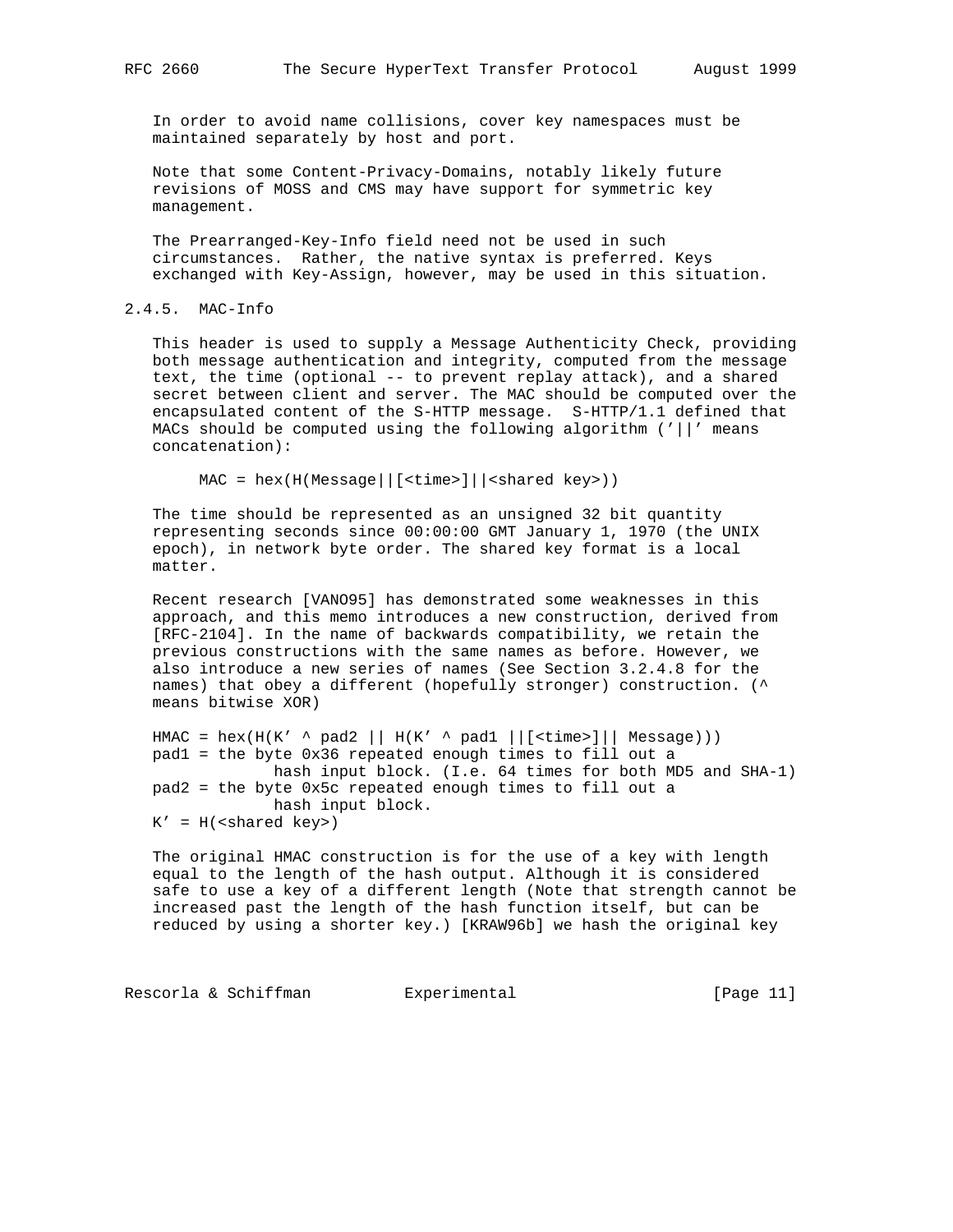In order to avoid name collisions, cover key namespaces must be maintained separately by host and port.

Note that some Content-Privacy-Domains, notably likely future revisions of MOSS and CMS may have support for symmetric key management.

The Prearranged-Key-Info field need not be used in such circumstances. Rather, the native syntax is preferred. Keys exchanged with Key-Assign, however, may be used in this situation.

### 2.4.5. MAC-Info

This header is used to supply a Message Authenticity Check, providing both message authentication and integrity, computed from the message text, the time (optional -- to prevent replay attack), and a shared secret between client and server. The MAC should be computed over the encapsulated content of the S-HTTP message. S-HTTP/1.1 defined that MACs should be computed using the following algorithm ('||' means concatenation):

```
MAC = hex(H(Message||[<time>]||<shared key>))
```

The time should be represented as an unsigned 32 bit quantity representing seconds since 00:00:00 GMT January 1, 1970 (the UNIX epoch), in network byte order. The shared key format is a local matter.

Recent research [VANO95] has demonstrated some weaknesses in this approach, and this memo introduces a new construction, derived from [RFC-2104]. In the name of backwards compatibility, we retain the previous constructions with the same names as before. However, we also introduce a new series of names (See Section 3.2.4.8 for the names) that obey a different (hopefully stronger) construction. (^ means bitwise XOR)

```
HMAC = hex(H(K' ^ pad2 || H(K' ^ pad1 ||[<time>]|| Message)))
pad1 = the byte 0x36 repeated enough times to fill out a
           hash input block. (I.e. 64 times for both MD5 and SHA-1)
pad2 = the byte 0x5c repeated enough times to fill out a
           hash input block.
K' = H(<shared key>)
```

The original HMAC construction is for the use of a key with length equal to the length of the hash output. Although it is considered safe to use a key of a different length (Note that strength cannot be increased past the length of the hash function itself, but can be reduced by using a shorter key.) [KRAW96b] we hash the original key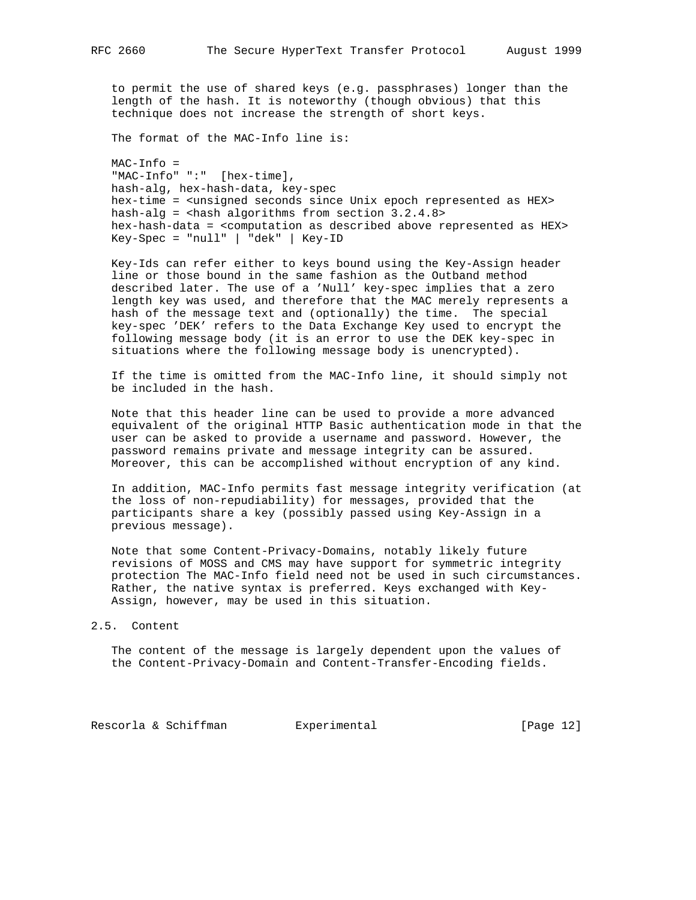to permit the use of shared keys (e.g. passphrases) longer than the length of the hash. It is noteworthy (though obvious) that this technique does not increase the strength of short keys.

The format of the MAC-Info line is:

```
MAC-Info =
"MAC-Info" ":"  [hex-time],
hash-alg, hex-hash-data, key-spec
hex-time = <unsigned seconds since Unix epoch represented as HEX>
hash-alg = <hash algorithms from section 3.2.4.8>
hex-hash-data = <computation as described above represented as HEX>
Key-Spec = "null" | "dek" | Key-ID
```

Key-Ids can refer either to keys bound using the Key-Assign header line or those bound in the same fashion as the Outband method described later. The use of a 'Null' key-spec implies that a zero length key was used, and therefore that the MAC merely represents a hash of the message text and (optionally) the time. The special key-spec 'DEK' refers to the Data Exchange Key used to encrypt the following message body (it is an error to use the DEK key-spec in situations where the following message body is unencrypted).

If the time is omitted from the MAC-Info line, it should simply not be included in the hash.

Note that this header line can be used to provide a more advanced equivalent of the original HTTP Basic authentication mode in that the user can be asked to provide a username and password. However, the password remains private and message integrity can be assured. Moreover, this can be accomplished without encryption of any kind.

In addition, MAC-Info permits fast message integrity verification (at the loss of non-repudiability) for messages, provided that the participants share a key (possibly passed using Key-Assign in a previous message).

Note that some Content-Privacy-Domains, notably likely future revisions of MOSS and CMS may have support for symmetric integrity protection The MAC-Info field need not be used in such circumstances. Rather, the native syntax is preferred. Keys exchanged with Key-Assign, however, may be used in this situation.

## 2.5. Content

The content of the message is largely dependent upon the values of the Content-Privacy-Domain and Content-Transfer-Encoding fields.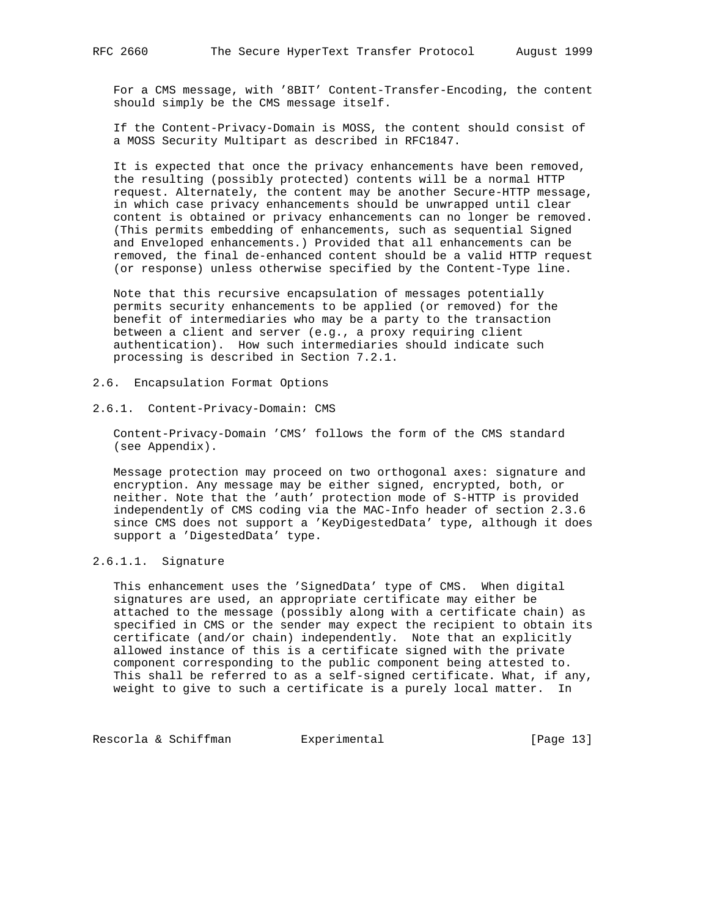For a CMS message, with '8BIT' Content-Transfer-Encoding, the content should simply be the CMS message itself.

If the Content-Privacy-Domain is MOSS, the content should consist of a MOSS Security Multipart as described in RFC1847.

It is expected that once the privacy enhancements have been removed, the resulting (possibly protected) contents will be a normal HTTP request. Alternately, the content may be another Secure-HTTP message, in which case privacy enhancements should be unwrapped until clear content is obtained or privacy enhancements can no longer be removed. (This permits embedding of enhancements, such as sequential Signed and Enveloped enhancements.) Provided that all enhancements can be removed, the final de-enhanced content should be a valid HTTP request (or response) unless otherwise specified by the Content-Type line.

Note that this recursive encapsulation of messages potentially permits security enhancements to be applied (or removed) for the benefit of intermediaries who may be a party to the transaction between a client and server (e.g., a proxy requiring client authentication). How such intermediaries should indicate such processing is described in Section 7.2.1.

## 2.6. Encapsulation Format Options

### 2.6.1. Content-Privacy-Domain: CMS

Content-Privacy-Domain 'CMS' follows the form of the CMS standard (see Appendix).

Message protection may proceed on two orthogonal axes: signature and encryption. Any message may be either signed, encrypted, both, or neither. Note that the 'auth' protection mode of S-HTTP is provided independently of CMS coding via the MAC-Info header of section 2.3.6 since CMS does not support a 'KeyDigestedData' type, although it does support a 'DigestedData' type.

#### 2.6.1.1. Signature

This enhancement uses the 'SignedData' type of CMS. When digital signatures are used, an appropriate certificate may either be attached to the message (possibly along with a certificate chain) as specified in CMS or the sender may expect the recipient to obtain its certificate (and/or chain) independently. Note that an explicitly allowed instance of this is a certificate signed with the private component corresponding to the public component being attested to. This shall be referred to as a self-signed certificate. What, if any, weight to give to such a certificate is a purely local matter. In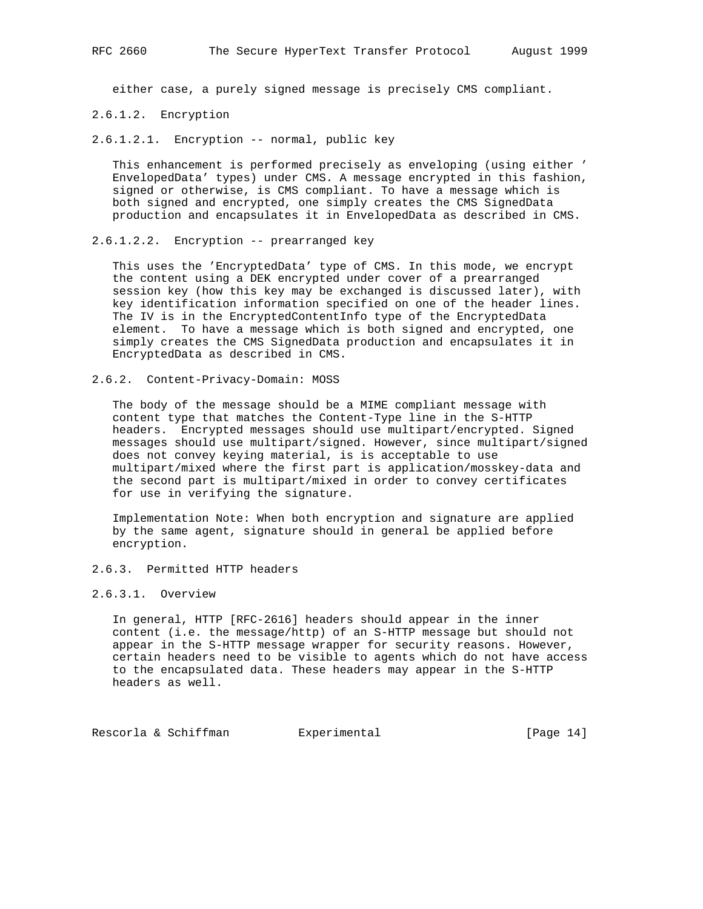either case, a purely signed message is precisely CMS compliant.

#### 2.6.1.2. Encryption

##### 2.6.1.2.1. Encryption -- normal, public key

This enhancement is performed precisely as enveloping (using either ' EnvelopedData' types) under CMS. A message encrypted in this fashion, signed or otherwise, is CMS compliant. To have a message which is both signed and encrypted, one simply creates the CMS SignedData production and encapsulates it in EnvelopedData as described in CMS.

##### 2.6.1.2.2. Encryption -- prearranged key

This uses the 'EncryptedData' type of CMS. In this mode, we encrypt the content using a DEK encrypted under cover of a prearranged session key (how this key may be exchanged is discussed later), with key identification information specified on one of the header lines. The IV is in the EncryptedContentInfo type of the EncryptedData element. To have a message which is both signed and encrypted, one simply creates the CMS SignedData production and encapsulates it in EncryptedData as described in CMS.

### 2.6.2. Content-Privacy-Domain: MOSS

The body of the message should be a MIME compliant message with content type that matches the Content-Type line in the S-HTTP headers. Encrypted messages should use multipart/encrypted. Signed messages should use multipart/signed. However, since multipart/signed does not convey keying material, is is acceptable to use multipart/mixed where the first part is application/mosskey-data and the second part is multipart/mixed in order to convey certificates for use in verifying the signature.

Implementation Note: When both encryption and signature are applied by the same agent, signature should in general be applied before encryption.

### 2.6.3. Permitted HTTP headers

#### 2.6.3.1. Overview

In general, HTTP [RFC-2616] headers should appear in the inner content (i.e. the message/http) of an S-HTTP message but should not appear in the S-HTTP message wrapper for security reasons. However, certain headers need to be visible to agents which do not have access to the encapsulated data. These headers may appear in the S-HTTP headers as well.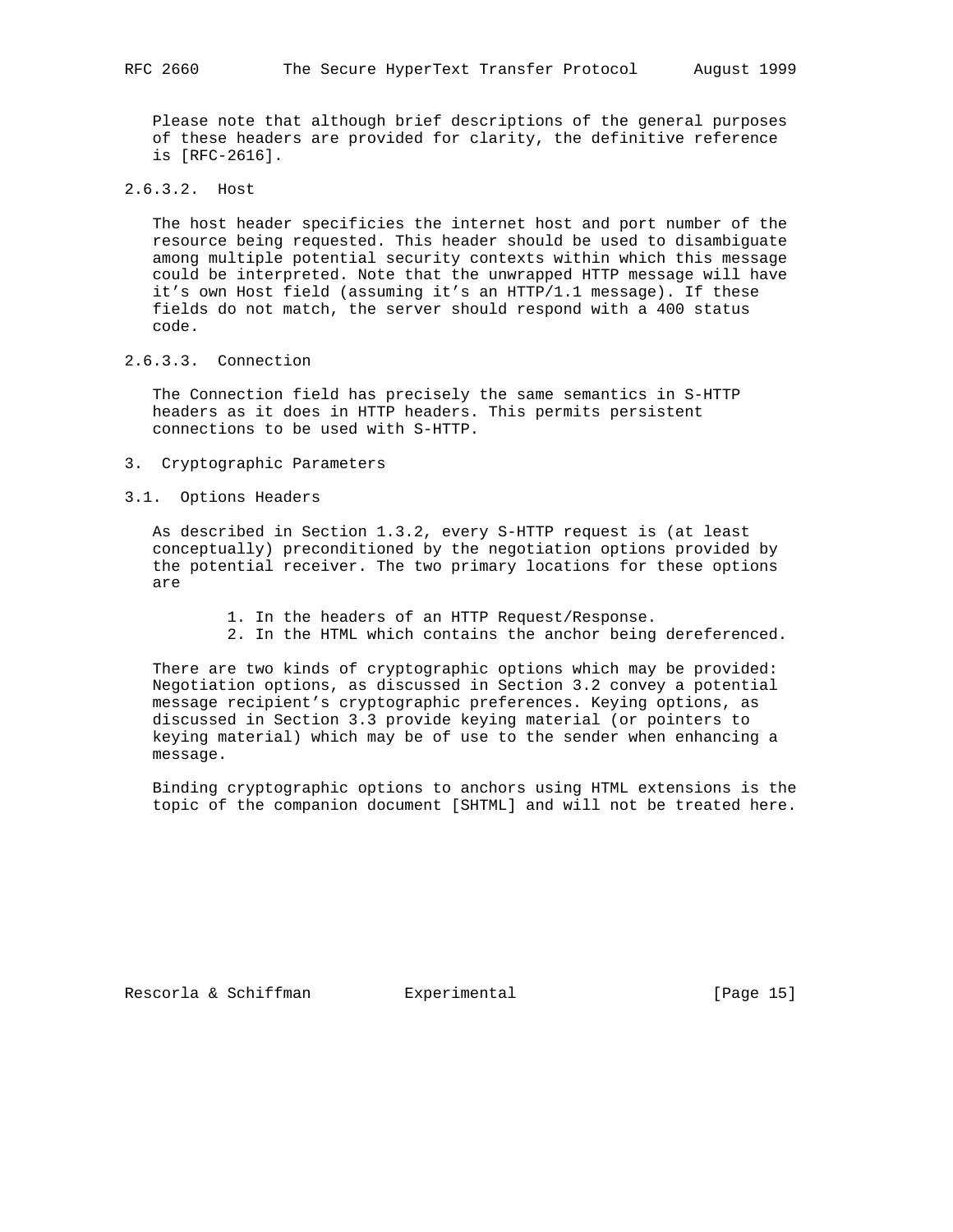Please note that although brief descriptions of the general purposes of these headers are provided for clarity, the definitive reference is [RFC-2616].

#### 2.6.3.2. Host

The host header specificies the internet host and port number of the resource being requested. This header should be used to disambiguate among multiple potential security contexts within which this message could be interpreted. Note that the unwrapped HTTP message will have it's own Host field (assuming it's an HTTP/1.1 message). If these fields do not match, the server should respond with a 400 status code.

#### 2.6.3.3. Connection

The Connection field has precisely the same semantics in S-HTTP headers as it does in HTTP headers. This permits persistent connections to be used with S-HTTP.

## 3. Cryptographic Parameters

### 3.1. Options Headers

As described in Section 1.3.2, every S-HTTP request is (at least conceptually) preconditioned by the negotiation options provided by the potential receiver. The two primary locations for these options are

1. In the headers of an HTTP Request/Response.
2. In the HTML which contains the anchor being dereferenced.

There are two kinds of cryptographic options which may be provided: Negotiation options, as discussed in Section 3.2 convey a potential message recipient's cryptographic preferences. Keying options, as discussed in Section 3.3 provide keying material (or pointers to keying material) which may be of use to the sender when enhancing a message.

Binding cryptographic options to anchors using HTML extensions is the topic of the companion document [SHTML] and will not be treated here.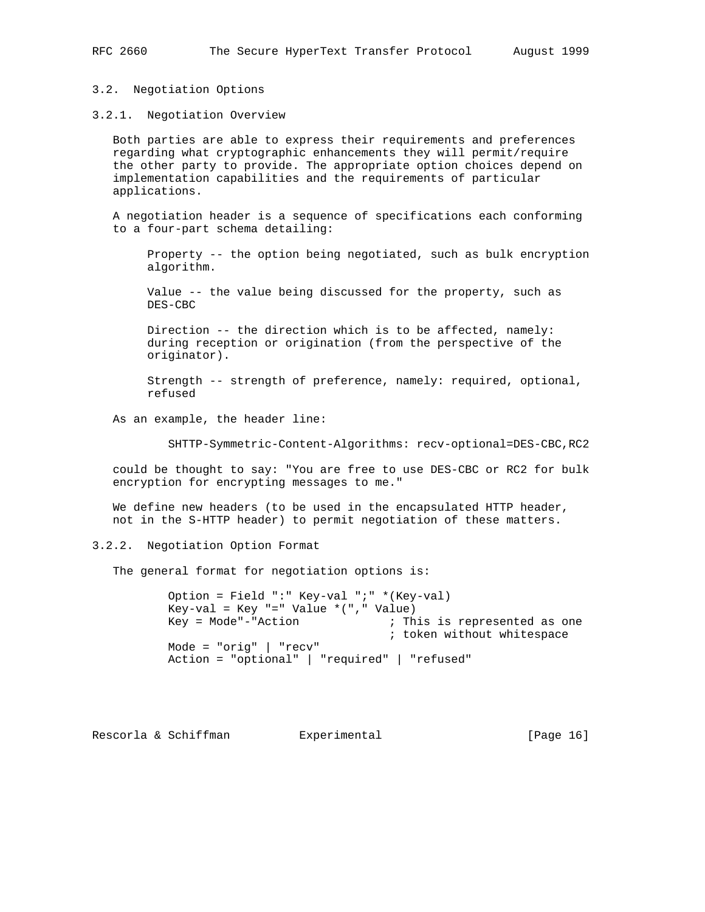### 3.2. Negotiation Options

#### 3.2.1. Negotiation Overview

Both parties are able to express their requirements and preferences regarding what cryptographic enhancements they will permit/require the other party to provide. The appropriate option choices depend on implementation capabilities and the requirements of particular applications.

A negotiation header is a sequence of specifications each conforming to a four-part schema detailing:

Property -- the option being negotiated, such as bulk encryption algorithm.

Value -- the value being discussed for the property, such as DES-CBC

Direction -- the direction which is to be affected, namely: during reception or origination (from the perspective of the originator).

Strength -- strength of preference, namely: required, optional, refused

As an example, the header line:

```
SHTTP-Symmetric-Content-Algorithms: recv-optional=DES-CBC,RC2
```

could be thought to say: "You are free to use DES-CBC or RC2 for bulk encryption for encrypting messages to me."

We define new headers (to be used in the encapsulated HTTP header, not in the S-HTTP header) to permit negotiation of these matters.

#### 3.2.2. Negotiation Option Format

The general format for negotiation options is:

```
Option = Field ":" Key-val ";" *(Key-val)
Key-val = Key "=" Value *("," Value)
Key = Mode"-"Action            ; This is represented as one
                               ; token without whitespace
Mode = "orig" | "recv"
Action = "optional" | "required" | "refused"
```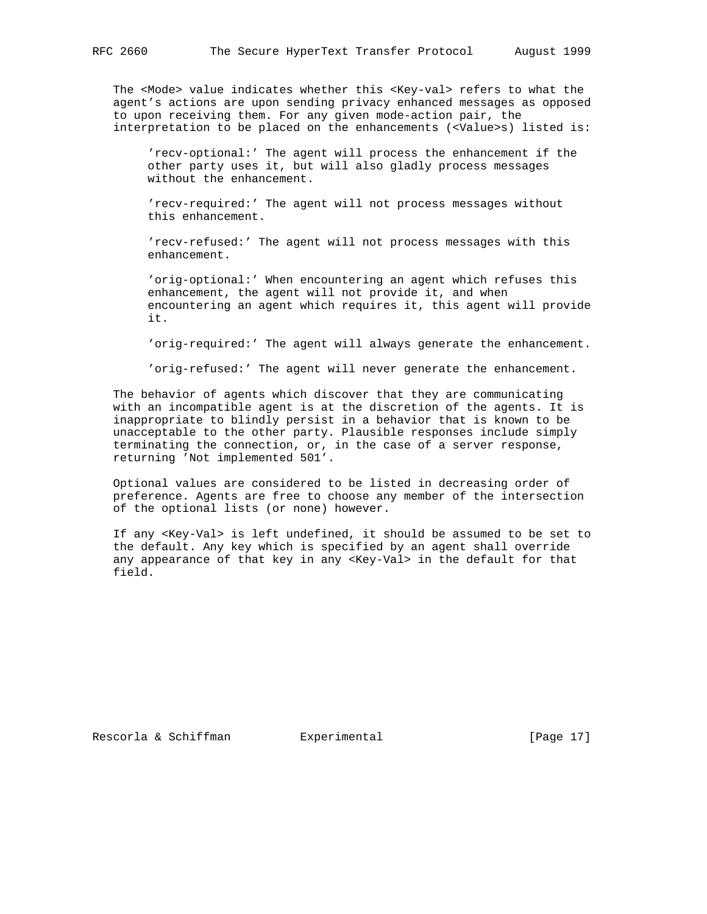The <Mode> value indicates whether this <Key-val> refers to what the agent's actions are upon sending privacy enhanced messages as opposed to upon receiving them. For any given mode-action pair, the interpretation to be placed on the enhancements (<Value>s) listed is:

'recv-optional:' The agent will process the enhancement if the other party uses it, but will also gladly process messages without the enhancement.

'recv-required:' The agent will not process messages without this enhancement.

'recv-refused:' The agent will not process messages with this enhancement.

'orig-optional:' When encountering an agent which refuses this enhancement, the agent will not provide it, and when encountering an agent which requires it, this agent will provide it.

'orig-required:' The agent will always generate the enhancement.

'orig-refused:' The agent will never generate the enhancement.

The behavior of agents which discover that they are communicating with an incompatible agent is at the discretion of the agents. It is inappropriate to blindly persist in a behavior that is known to be unacceptable to the other party. Plausible responses include simply terminating the connection, or, in the case of a server response, returning 'Not implemented 501'.

Optional values are considered to be listed in decreasing order of preference. Agents are free to choose any member of the intersection of the optional lists (or none) however.

If any <Key-Val> is left undefined, it should be assumed to be set to the default. Any key which is specified by an agent shall override any appearance of that key in any <Key-Val> in the default for that field.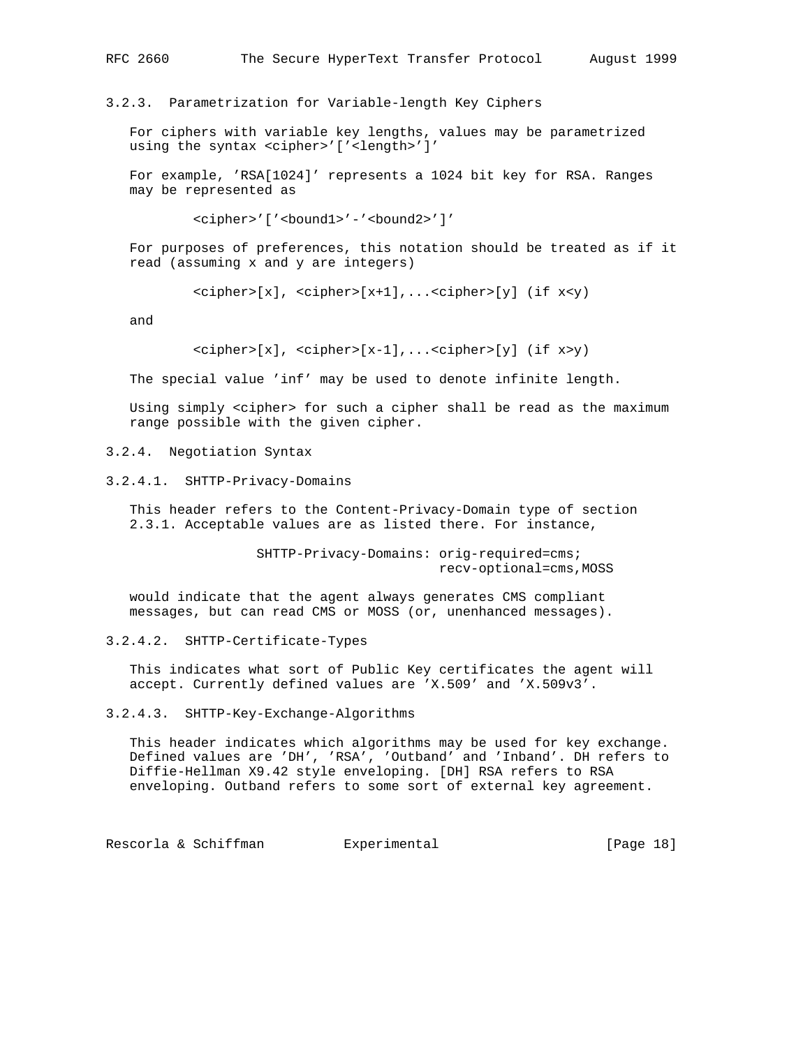### 3.2.3. Parametrization for Variable-length Key Ciphers

For ciphers with variable key lengths, values may be parametrized using the syntax <cipher>'['<length>']'

For example, 'RSA[1024]' represents a 1024 bit key for RSA. Ranges may be represented as

```
<cipher>'['<bound1>'-'<bound2>']'
```

For purposes of preferences, this notation should be treated as if it read (assuming x and y are integers)

```
<cipher>[x], <cipher>[x+1],...<cipher>[y] (if x<y)
```

and

```
<cipher>[x], <cipher>[x-1],...<cipher>[y] (if x>y)
```

The special value 'inf' may be used to denote infinite length.

Using simply <cipher> for such a cipher shall be read as the maximum range possible with the given cipher.

### 3.2.4. Negotiation Syntax

#### 3.2.4.1. SHTTP-Privacy-Domains

This header refers to the Content-Privacy-Domain type of section 2.3.1. Acceptable values are as listed there. For instance,

```
SHTTP-Privacy-Domains: orig-required=cms;
                       recv-optional=cms,MOSS
```

would indicate that the agent always generates CMS compliant messages, but can read CMS or MOSS (or, unenhanced messages).

#### 3.2.4.2. SHTTP-Certificate-Types

This indicates what sort of Public Key certificates the agent will accept. Currently defined values are 'X.509' and 'X.509v3'.

#### 3.2.4.3. SHTTP-Key-Exchange-Algorithms

This header indicates which algorithms may be used for key exchange. Defined values are 'DH', 'RSA', 'Outband' and 'Inband'. DH refers to Diffie-Hellman X9.42 style enveloping. [DH] RSA refers to RSA enveloping. Outband refers to some sort of external key agreement.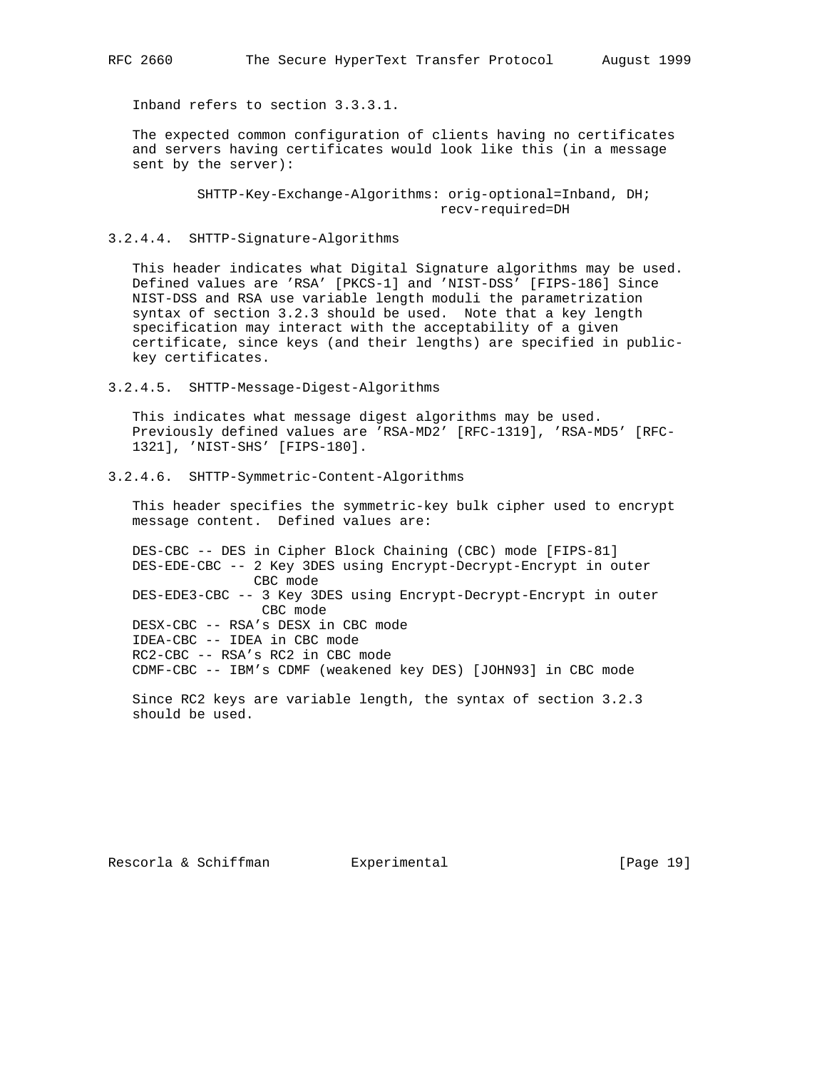Inband refers to section 3.3.3.1.

The expected common configuration of clients having no certificates and servers having certificates would look like this (in a message sent by the server):

```
SHTTP-Key-Exchange-Algorithms: orig-optional=Inband, DH;
                               recv-required=DH
```

#### 3.2.4.4. SHTTP-Signature-Algorithms

This header indicates what Digital Signature algorithms may be used. Defined values are 'RSA' [PKCS-1] and 'NIST-DSS' [FIPS-186] Since NIST-DSS and RSA use variable length moduli the parametrization syntax of section 3.2.3 should be used. Note that a key length specification may interact with the acceptability of a given certificate, since keys (and their lengths) are specified in public-key certificates.

#### 3.2.4.5. SHTTP-Message-Digest-Algorithms

This indicates what message digest algorithms may be used. Previously defined values are 'RSA-MD2' [RFC-1319], 'RSA-MD5' [RFC-1321], 'NIST-SHS' [FIPS-180].

#### 3.2.4.6. SHTTP-Symmetric-Content-Algorithms

This header specifies the symmetric-key bulk cipher used to encrypt message content. Defined values are:

```
DES-CBC -- DES in Cipher Block Chaining (CBC) mode [FIPS-81]
DES-EDE-CBC -- 2 Key 3DES using Encrypt-Decrypt-Encrypt in outer
               CBC mode
DES-EDE3-CBC -- 3 Key 3DES using Encrypt-Decrypt-Encrypt in outer
                CBC mode
DESX-CBC -- RSA's DESX in CBC mode
IDEA-CBC -- IDEA in CBC mode
RC2-CBC -- RSA's RC2 in CBC mode
CDMF-CBC -- IBM's CDMF (weakened key DES) [JOHN93] in CBC mode
```

Since RC2 keys are variable length, the syntax of section 3.2.3 should be used.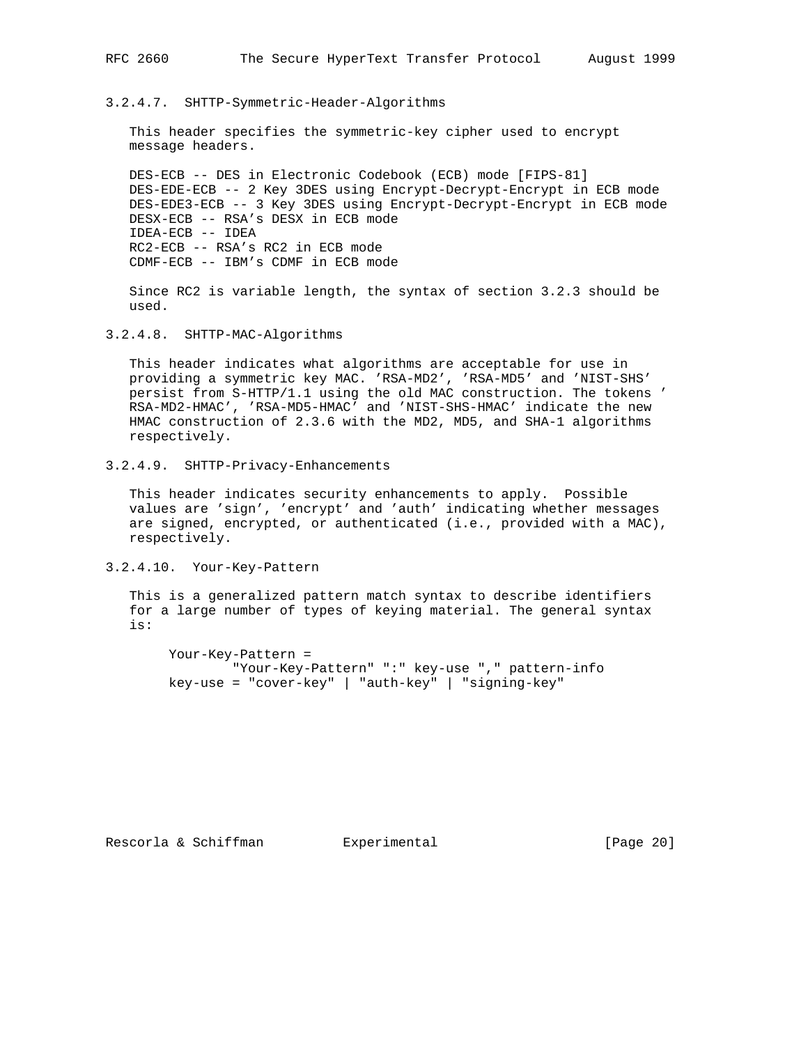#### 3.2.4.7. SHTTP-Symmetric-Header-Algorithms

This header specifies the symmetric-key cipher used to encrypt message headers.

DES-ECB -- DES in Electronic Codebook (ECB) mode [FIPS-81]
DES-EDE-ECB -- 2 Key 3DES using Encrypt-Decrypt-Encrypt in ECB mode
DES-EDE3-ECB -- 3 Key 3DES using Encrypt-Decrypt-Encrypt in ECB mode
DESX-ECB -- RSA's DESX in ECB mode
IDEA-ECB -- IDEA
RC2-ECB -- RSA's RC2 in ECB mode
CDMF-ECB -- IBM's CDMF in ECB mode

Since RC2 is variable length, the syntax of section 3.2.3 should be used.

#### 3.2.4.8. SHTTP-MAC-Algorithms

This header indicates what algorithms are acceptable for use in providing a symmetric key MAC. 'RSA-MD2', 'RSA-MD5' and 'NIST-SHS' persist from S-HTTP/1.1 using the old MAC construction. The tokens 'RSA-MD2-HMAC', 'RSA-MD5-HMAC' and 'NIST-SHS-HMAC' indicate the new HMAC construction of 2.3.6 with the MD2, MD5, and SHA-1 algorithms respectively.

#### 3.2.4.9. SHTTP-Privacy-Enhancements

This header indicates security enhancements to apply. Possible values are 'sign', 'encrypt' and 'auth' indicating whether messages are signed, encrypted, or authenticated (i.e., provided with a MAC), respectively.

#### 3.2.4.10. Your-Key-Pattern

This is a generalized pattern match syntax to describe identifiers for a large number of types of keying material. The general syntax is:

```
Your-Key-Pattern =
        "Your-Key-Pattern" ":" key-use "," pattern-info
key-use = "cover-key" | "auth-key" | "signing-key"
```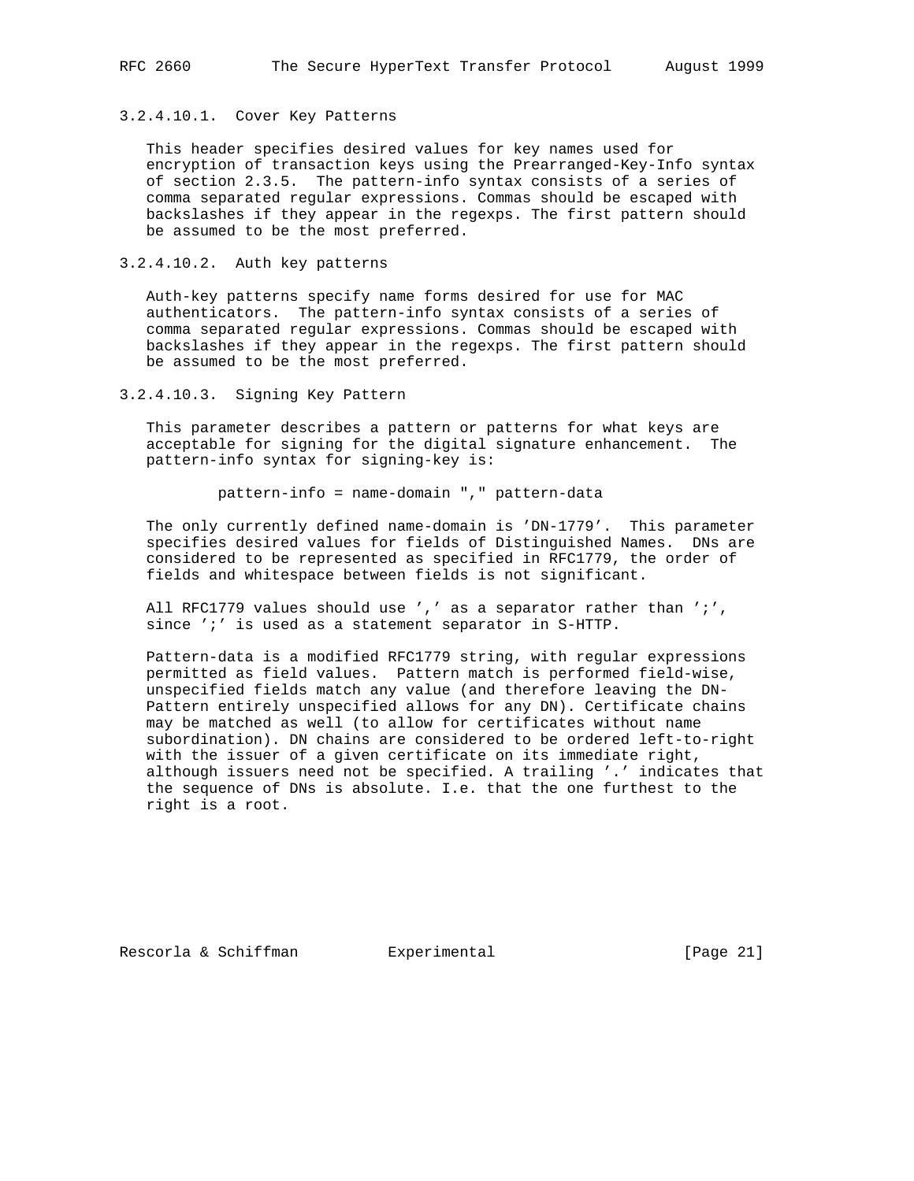#### 3.2.4.10.1. Cover Key Patterns

This header specifies desired values for key names used for encryption of transaction keys using the Prearranged-Key-Info syntax of section 2.3.5. The pattern-info syntax consists of a series of comma separated regular expressions. Commas should be escaped with backslashes if they appear in the regexps. The first pattern should be assumed to be the most preferred.

#### 3.2.4.10.2. Auth key patterns

Auth-key patterns specify name forms desired for use for MAC authenticators. The pattern-info syntax consists of a series of comma separated regular expressions. Commas should be escaped with backslashes if they appear in the regexps. The first pattern should be assumed to be the most preferred.

#### 3.2.4.10.3. Signing Key Pattern

This parameter describes a pattern or patterns for what keys are acceptable for signing for the digital signature enhancement. The pattern-info syntax for signing-key is:

```
pattern-info = name-domain "," pattern-data
```

The only currently defined name-domain is 'DN-1779'. This parameter specifies desired values for fields of Distinguished Names. DNs are considered to be represented as specified in RFC1779, the order of fields and whitespace between fields is not significant.

All RFC1779 values should use ',' as a separator rather than ';', since ';' is used as a statement separator in S-HTTP.

Pattern-data is a modified RFC1779 string, with regular expressions permitted as field values. Pattern match is performed field-wise, unspecified fields match any value (and therefore leaving the DN-Pattern entirely unspecified allows for any DN). Certificate chains may be matched as well (to allow for certificates without name subordination). DN chains are considered to be ordered left-to-right with the issuer of a given certificate on its immediate right, although issuers need not be specified. A trailing '.' indicates that the sequence of DNs is absolute. I.e. that the one furthest to the right is a root.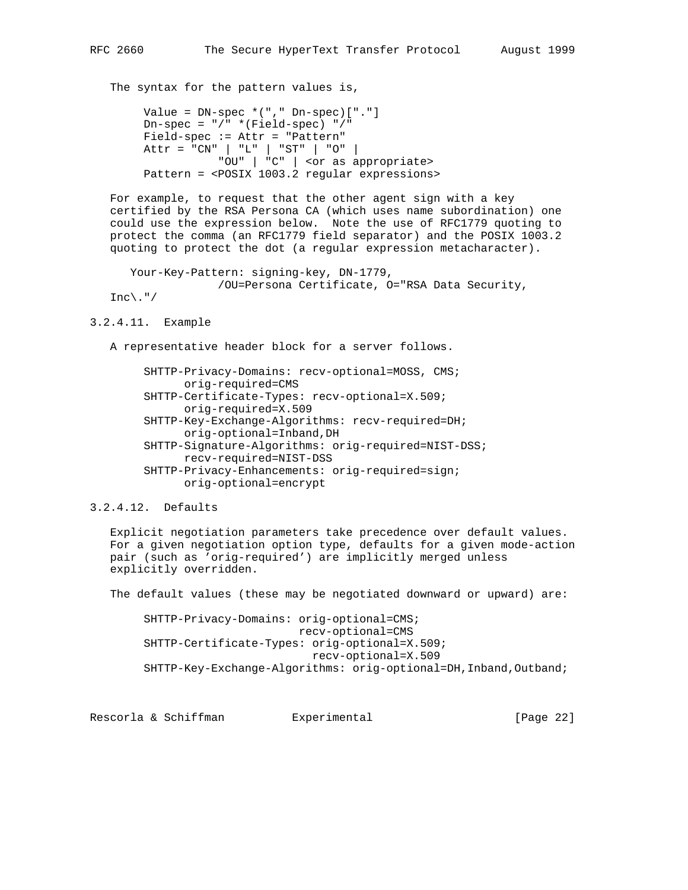The syntax for the pattern values is,

```
Value = DN-spec *("," Dn-spec)["."]
Dn-spec = "/" *(Field-spec) "/"
Field-spec := Attr = "Pattern"
Attr = "CN" | "L" | "ST" | "O" |
           "OU" | "C" | <or as appropriate>
Pattern = <POSIX 1003.2 regular expressions>
```

For example, to request that the other agent sign with a key certified by the RSA Persona CA (which uses name subordination) one could use the expression below. Note the use of RFC1779 quoting to protect the comma (an RFC1779 field separator) and the POSIX 1003.2 quoting to protect the dot (a regular expression metacharacter).

```
   Your-Key-Pattern: signing-key, DN-1779,
                /OU=Persona Certificate, O="RSA Data Security,
Inc\."/
```

### 3.2.4.11. Example

A representative header block for a server follows.

```
SHTTP-Privacy-Domains: recv-optional=MOSS, CMS;
      orig-required=CMS
SHTTP-Certificate-Types: recv-optional=X.509;
      orig-required=X.509
SHTTP-Key-Exchange-Algorithms: recv-required=DH;
      orig-optional=Inband,DH
SHTTP-Signature-Algorithms: orig-required=NIST-DSS;
      recv-required=NIST-DSS
SHTTP-Privacy-Enhancements: orig-required=sign;
      orig-optional=encrypt
```

### 3.2.4.12. Defaults

Explicit negotiation parameters take precedence over default values. For a given negotiation option type, defaults for a given mode-action pair (such as 'orig-required') are implicitly merged unless explicitly overridden.

The default values (these may be negotiated downward or upward) are:

```
SHTTP-Privacy-Domains: orig-optional=CMS;
                       recv-optional=CMS
SHTTP-Certificate-Types: orig-optional=X.509;
                         recv-optional=X.509
SHTTP-Key-Exchange-Algorithms: orig-optional=DH,Inband,Outband;
```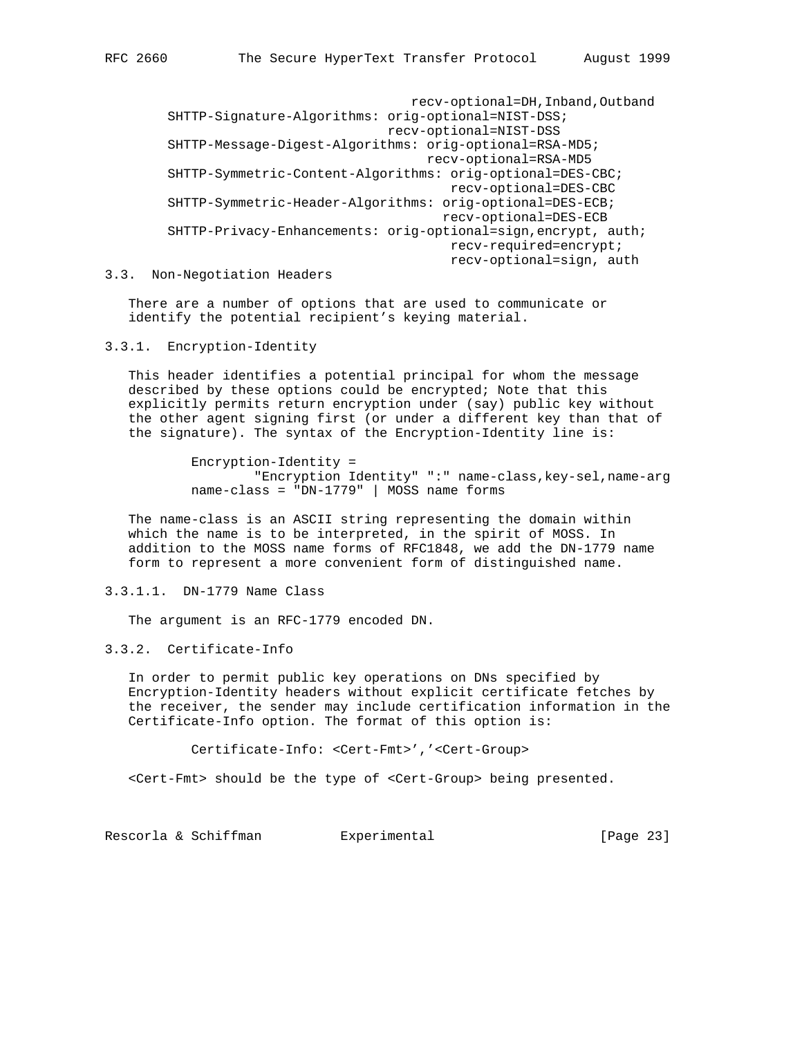```
                                    recv-optional=DH,Inband,Outband
        SHTTP-Signature-Algorithms: orig-optional=NIST-DSS;
                                    recv-optional=NIST-DSS
        SHTTP-Message-Digest-Algorithms: orig-optional=RSA-MD5;
                                         recv-optional=RSA-MD5
        SHTTP-Symmetric-Content-Algorithms: orig-optional=DES-CBC;
                                            recv-optional=DES-CBC
        SHTTP-Symmetric-Header-Algorithms: orig-optional=DES-ECB;
                                           recv-optional=DES-ECB
        SHTTP-Privacy-Enhancements: orig-optional=sign,encrypt, auth;
                                            recv-required=encrypt;
                                            recv-optional=sign, auth
```

### 3.3. Non-Negotiation Headers

There are a number of options that are used to communicate or identify the potential recipient's keying material.

#### 3.3.1. Encryption-Identity

This header identifies a potential principal for whom the message described by these options could be encrypted; Note that this explicitly permits return encryption under (say) public key without the other agent signing first (or under a different key than that of the signature). The syntax of the Encryption-Identity line is:

```
Encryption-Identity =
        "Encryption Identity" ":" name-class,key-sel,name-arg
name-class = "DN-1779" | MOSS name forms
```

The name-class is an ASCII string representing the domain within which the name is to be interpreted, in the spirit of MOSS. In addition to the MOSS name forms of RFC1848, we add the DN-1779 name form to represent a more convenient form of distinguished name.

##### 3.3.1.1. DN-1779 Name Class

The argument is an RFC-1779 encoded DN.

#### 3.3.2. Certificate-Info

In order to permit public key operations on DNs specified by Encryption-Identity headers without explicit certificate fetches by the receiver, the sender may include certification information in the Certificate-Info option. The format of this option is:

```
Certificate-Info: <Cert-Fmt>','<Cert-Group>
```

<Cert-Fmt> should be the type of <Cert-Group> being presented.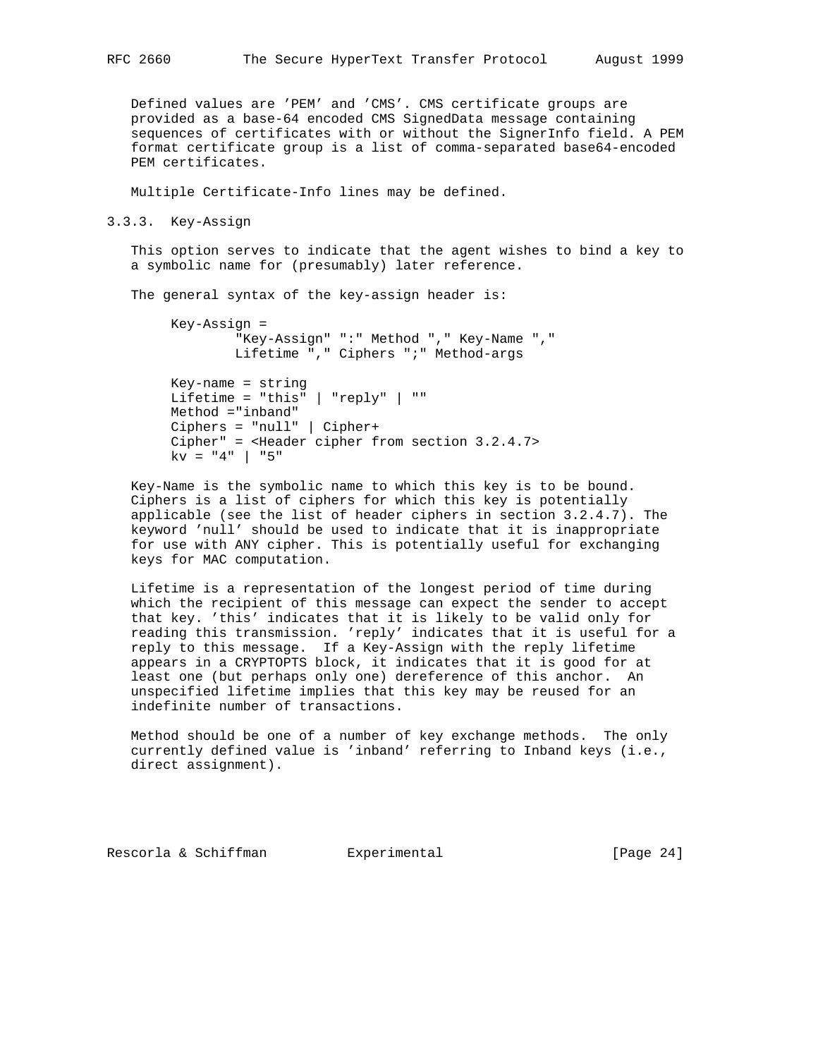Defined values are 'PEM' and 'CMS'. CMS certificate groups are provided as a base-64 encoded CMS SignedData message containing sequences of certificates with or without the SignerInfo field. A PEM format certificate group is a list of comma-separated base64-encoded PEM certificates.

Multiple Certificate-Info lines may be defined.

### 3.3.3. Key-Assign

This option serves to indicate that the agent wishes to bind a key to a symbolic name for (presumably) later reference.

The general syntax of the key-assign header is:

```
Key-Assign =
        "Key-Assign" ":" Method "," Key-Name ","
        Lifetime "," Ciphers ";" Method-args

Key-name = string
Lifetime = "this" | "reply" | ""
Method ="inband"
Ciphers = "null" | Cipher+
Cipher" = <Header cipher from section 3.2.4.7>
kv = "4" | "5"
```

Key-Name is the symbolic name to which this key is to be bound. Ciphers is a list of ciphers for which this key is potentially applicable (see the list of header ciphers in section 3.2.4.7). The keyword 'null' should be used to indicate that it is inappropriate for use with ANY cipher. This is potentially useful for exchanging keys for MAC computation.

Lifetime is a representation of the longest period of time during which the recipient of this message can expect the sender to accept that key. 'this' indicates that it is likely to be valid only for reading this transmission. 'reply' indicates that it is useful for a reply to this message. If a Key-Assign with the reply lifetime appears in a CRYPTOPTS block, it indicates that it is good for at least one (but perhaps only one) dereference of this anchor. An unspecified lifetime implies that this key may be reused for an indefinite number of transactions.

Method should be one of a number of key exchange methods. The only currently defined value is 'inband' referring to Inband keys (i.e., direct assignment).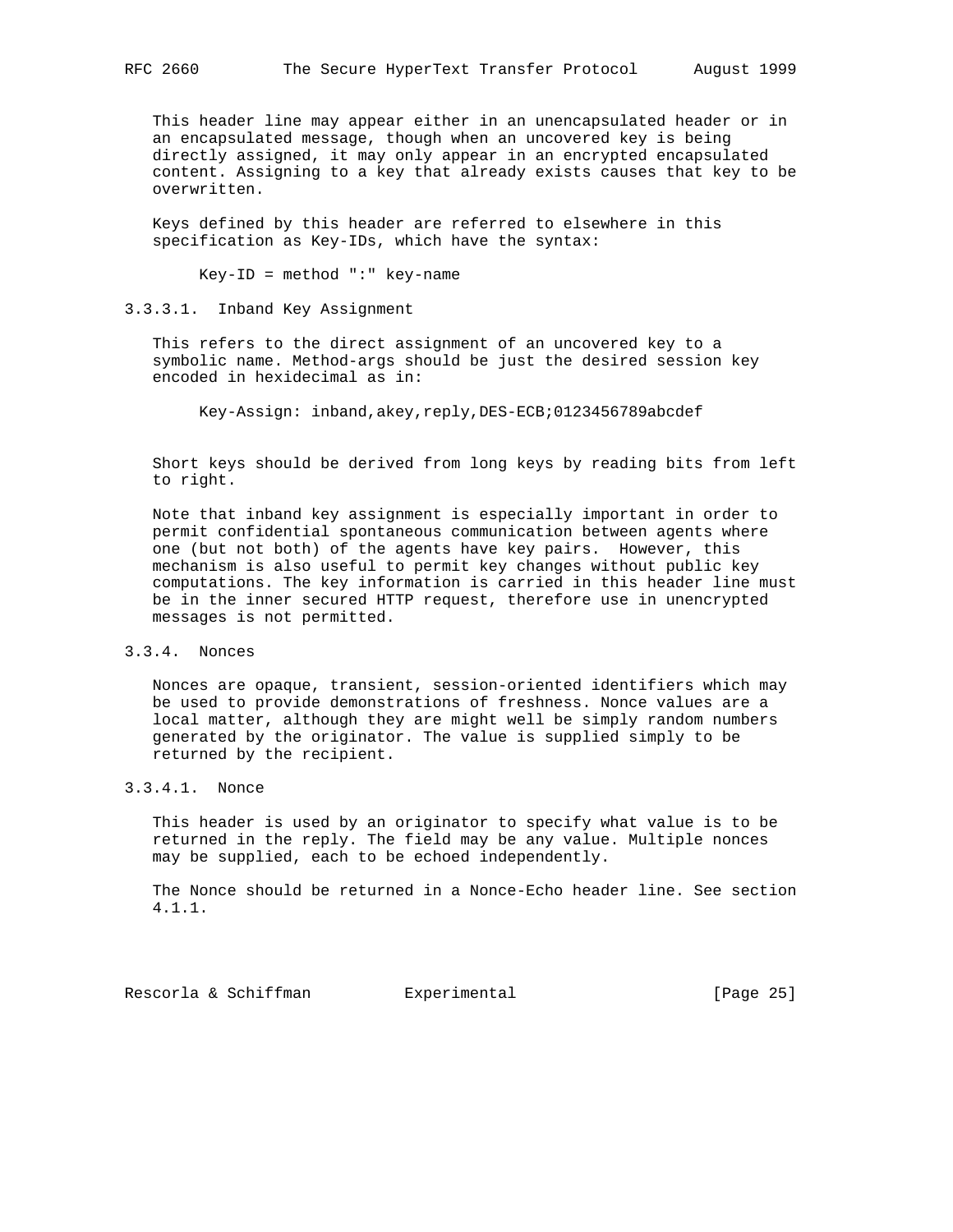This header line may appear either in an unencapsulated header or in an encapsulated message, though when an uncovered key is being directly assigned, it may only appear in an encrypted encapsulated content. Assigning to a key that already exists causes that key to be overwritten.

Keys defined by this header are referred to elsewhere in this specification as Key-IDs, which have the syntax:

```
Key-ID = method ":" key-name
```

#### 3.3.3.1. Inband Key Assignment

This refers to the direct assignment of an uncovered key to a symbolic name. Method-args should be just the desired session key encoded in hexidecimal as in:

```
Key-Assign: inband,akey,reply,DES-ECB;0123456789abcdef
```

Short keys should be derived from long keys by reading bits from left to right.

Note that inband key assignment is especially important in order to permit confidential spontaneous communication between agents where one (but not both) of the agents have key pairs. However, this mechanism is also useful to permit key changes without public key computations. The key information is carried in this header line must be in the inner secured HTTP request, therefore use in unencrypted messages is not permitted.

### 3.3.4. Nonces

Nonces are opaque, transient, session-oriented identifiers which may be used to provide demonstrations of freshness. Nonce values are a local matter, although they are might well be simply random numbers generated by the originator. The value is supplied simply to be returned by the recipient.

#### 3.3.4.1. Nonce

This header is used by an originator to specify what value is to be returned in the reply. The field may be any value. Multiple nonces may be supplied, each to be echoed independently.

The Nonce should be returned in a Nonce-Echo header line. See section 4.1.1.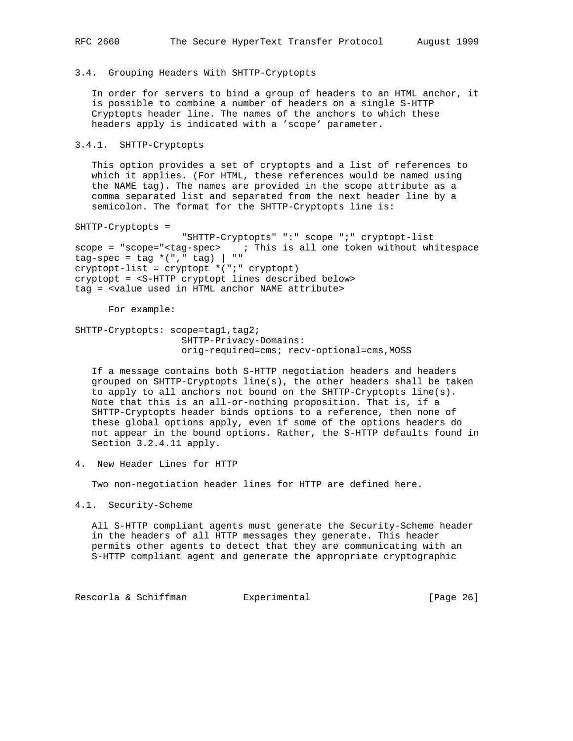### 3.4. Grouping Headers With SHTTP-Cryptopts

In order for servers to bind a group of headers to an HTML anchor, it is possible to combine a number of headers on a single S-HTTP Cryptopts header line. The names of the anchors to which these headers apply is indicated with a 'scope' parameter.

#### 3.4.1. SHTTP-Cryptopts

This option provides a set of cryptopts and a list of references to which it applies. (For HTML, these references would be named using the NAME tag). The names are provided in the scope attribute as a comma separated list and separated from the next header line by a semicolon. The format for the SHTTP-Cryptopts line is:

```
SHTTP-Cryptopts =
                   "SHTTP-Cryptopts" ":" scope ";" cryptopt-list
scope = "scope="<tag-spec>    ; This is all one token without whitespace
tag-spec = tag *("," tag) | ""
cryptopt-list = cryptopt *(";" cryptopt)
cryptopt = <S-HTTP cryptopt lines described below>
tag = <value used in HTML anchor NAME attribute>
```

For example:

```
SHTTP-Cryptopts: scope=tag1,tag2;
                   SHTTP-Privacy-Domains:
                   orig-required=cms; recv-optional=cms,MOSS
```

If a message contains both S-HTTP negotiation headers and headers grouped on SHTTP-Cryptopts line(s), the other headers shall be taken to apply to all anchors not bound on the SHTTP-Cryptopts line(s). Note that this is an all-or-nothing proposition. That is, if a SHTTP-Cryptopts header binds options to a reference, then none of these global options apply, even if some of the options headers do not appear in the bound options. Rather, the S-HTTP defaults found in Section 3.2.4.11 apply.

## 4. New Header Lines for HTTP

Two non-negotiation header lines for HTTP are defined here.

### 4.1. Security-Scheme

All S-HTTP compliant agents must generate the Security-Scheme header in the headers of all HTTP messages they generate. This header permits other agents to detect that they are communicating with an S-HTTP compliant agent and generate the appropriate cryptographic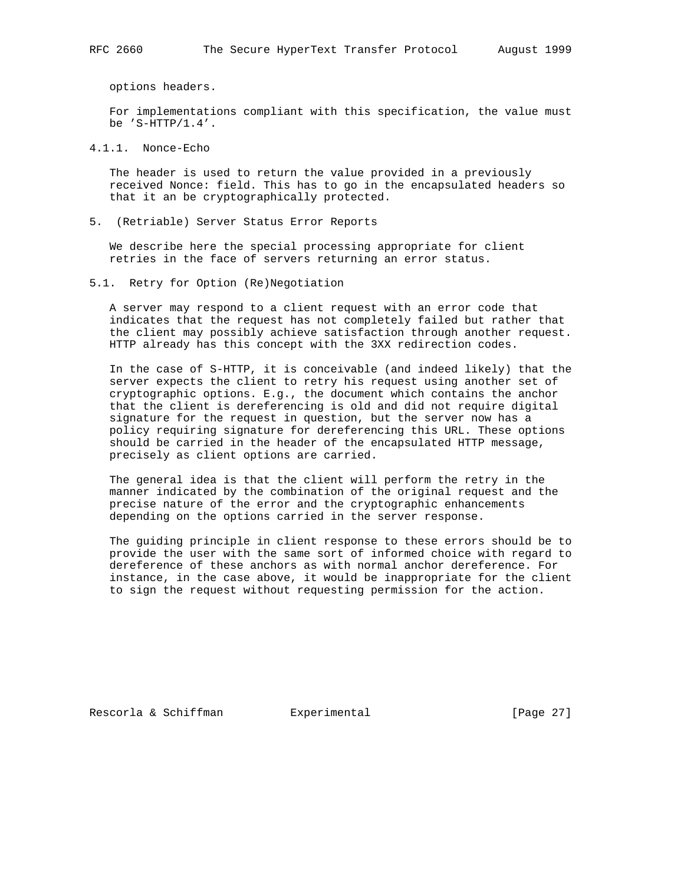options headers.

For implementations compliant with this specification, the value must be 'S-HTTP/1.4'.

### 4.1.1. Nonce-Echo

The header is used to return the value provided in a previously received Nonce: field. This has to go in the encapsulated headers so that it an be cryptographically protected.

## 5. (Retriable) Server Status Error Reports

We describe here the special processing appropriate for client retries in the face of servers returning an error status.

### 5.1. Retry for Option (Re)Negotiation

A server may respond to a client request with an error code that indicates that the request has not completely failed but rather that the client may possibly achieve satisfaction through another request. HTTP already has this concept with the 3XX redirection codes.

In the case of S-HTTP, it is conceivable (and indeed likely) that the server expects the client to retry his request using another set of cryptographic options. E.g., the document which contains the anchor that the client is dereferencing is old and did not require digital signature for the request in question, but the server now has a policy requiring signature for dereferencing this URL. These options should be carried in the header of the encapsulated HTTP message, precisely as client options are carried.

The general idea is that the client will perform the retry in the manner indicated by the combination of the original request and the precise nature of the error and the cryptographic enhancements depending on the options carried in the server response.

The guiding principle in client response to these errors should be to provide the user with the same sort of informed choice with regard to dereference of these anchors as with normal anchor dereference. For instance, in the case above, it would be inappropriate for the client to sign the request without requesting permission for the action.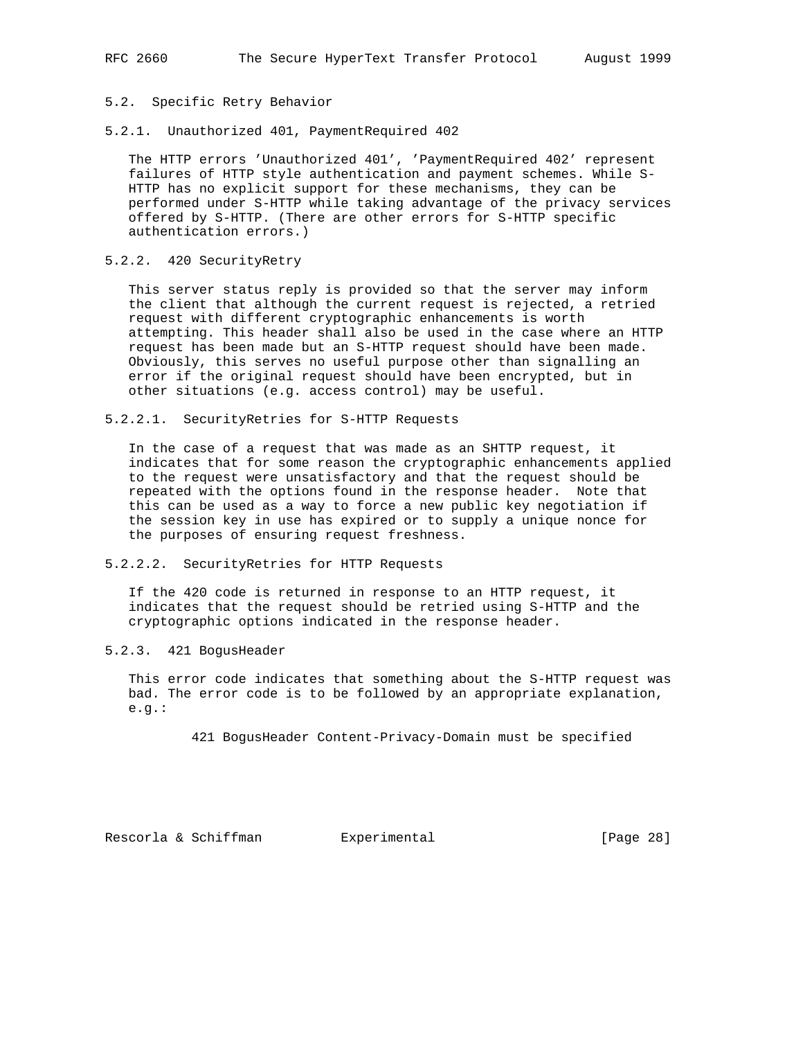### 5.2. Specific Retry Behavior

#### 5.2.1. Unauthorized 401, PaymentRequired 402

The HTTP errors 'Unauthorized 401', 'PaymentRequired 402' represent failures of HTTP style authentication and payment schemes. While S-HTTP has no explicit support for these mechanisms, they can be performed under S-HTTP while taking advantage of the privacy services offered by S-HTTP. (There are other errors for S-HTTP specific authentication errors.)

#### 5.2.2. 420 SecurityRetry

This server status reply is provided so that the server may inform the client that although the current request is rejected, a retried request with different cryptographic enhancements is worth attempting. This header shall also be used in the case where an HTTP request has been made but an S-HTTP request should have been made. Obviously, this serves no useful purpose other than signalling an error if the original request should have been encrypted, but in other situations (e.g. access control) may be useful.

##### 5.2.2.1. SecurityRetries for S-HTTP Requests

In the case of a request that was made as an SHTTP request, it indicates that for some reason the cryptographic enhancements applied to the request were unsatisfactory and that the request should be repeated with the options found in the response header. Note that this can be used as a way to force a new public key negotiation if the session key in use has expired or to supply a unique nonce for the purposes of ensuring request freshness.

##### 5.2.2.2. SecurityRetries for HTTP Requests

If the 420 code is returned in response to an HTTP request, it indicates that the request should be retried using S-HTTP and the cryptographic options indicated in the response header.

#### 5.2.3. 421 BogusHeader

This error code indicates that something about the S-HTTP request was bad. The error code is to be followed by an appropriate explanation, e.g.:

```
421 BogusHeader Content-Privacy-Domain must be specified
```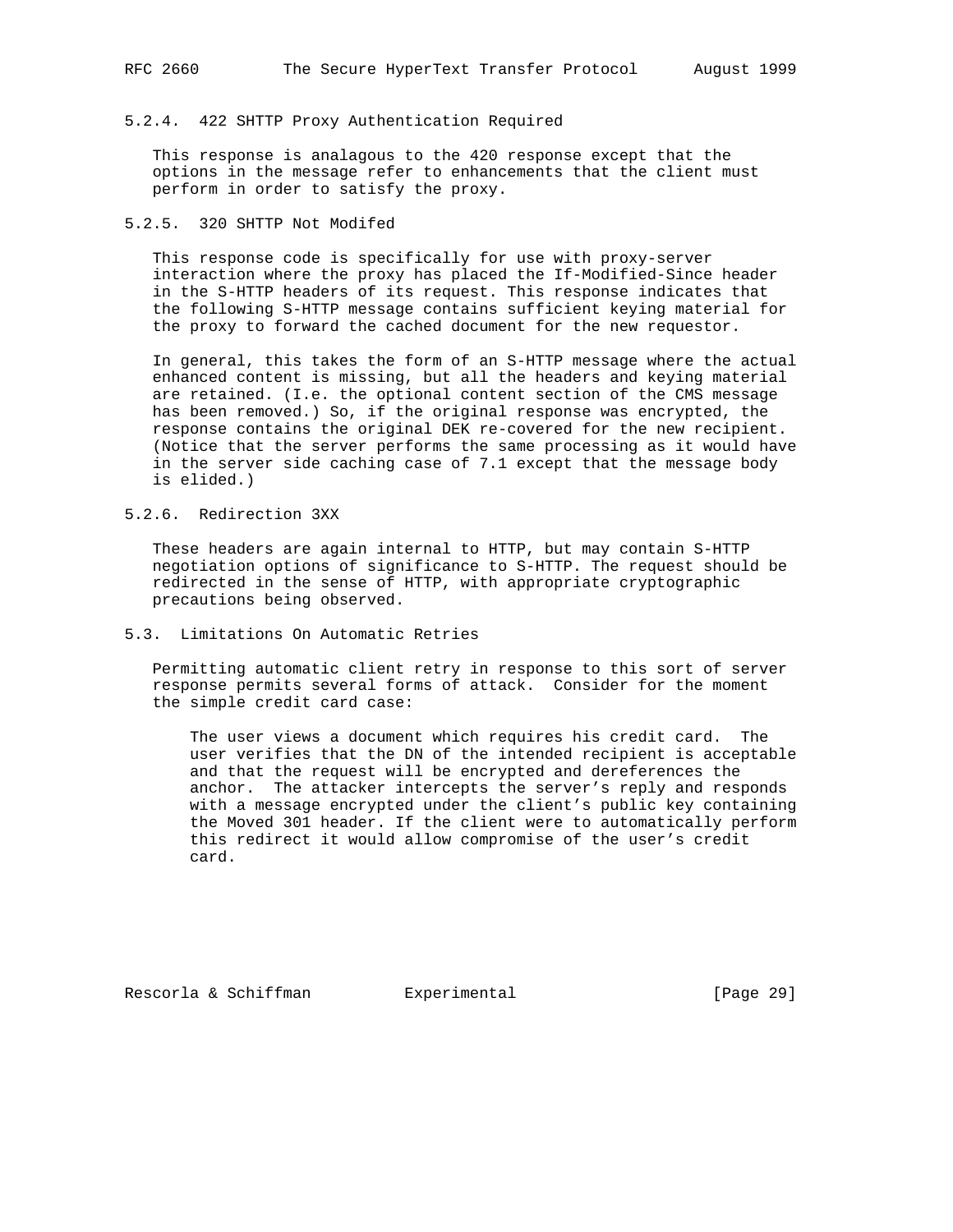### 5.2.4. 422 SHTTP Proxy Authentication Required

This response is analagous to the 420 response except that the options in the message refer to enhancements that the client must perform in order to satisfy the proxy.

### 5.2.5. 320 SHTTP Not Modifed

This response code is specifically for use with proxy-server interaction where the proxy has placed the If-Modified-Since header in the S-HTTP headers of its request. This response indicates that the following S-HTTP message contains sufficient keying material for the proxy to forward the cached document for the new requestor.

In general, this takes the form of an S-HTTP message where the actual enhanced content is missing, but all the headers and keying material are retained. (I.e. the optional content section of the CMS message has been removed.) So, if the original response was encrypted, the response contains the original DEK re-covered for the new recipient. (Notice that the server performs the same processing as it would have in the server side caching case of 7.1 except that the message body is elided.)

### 5.2.6. Redirection 3XX

These headers are again internal to HTTP, but may contain S-HTTP negotiation options of significance to S-HTTP. The request should be redirected in the sense of HTTP, with appropriate cryptographic precautions being observed.

## 5.3. Limitations On Automatic Retries

Permitting automatic client retry in response to this sort of server response permits several forms of attack. Consider for the moment the simple credit card case:

> The user views a document which requires his credit card. The user verifies that the DN of the intended recipient is acceptable and that the request will be encrypted and dereferences the anchor. The attacker intercepts the server's reply and responds with a message encrypted under the client's public key containing the Moved 301 header. If the client were to automatically perform this redirect it would allow compromise of the user's credit card.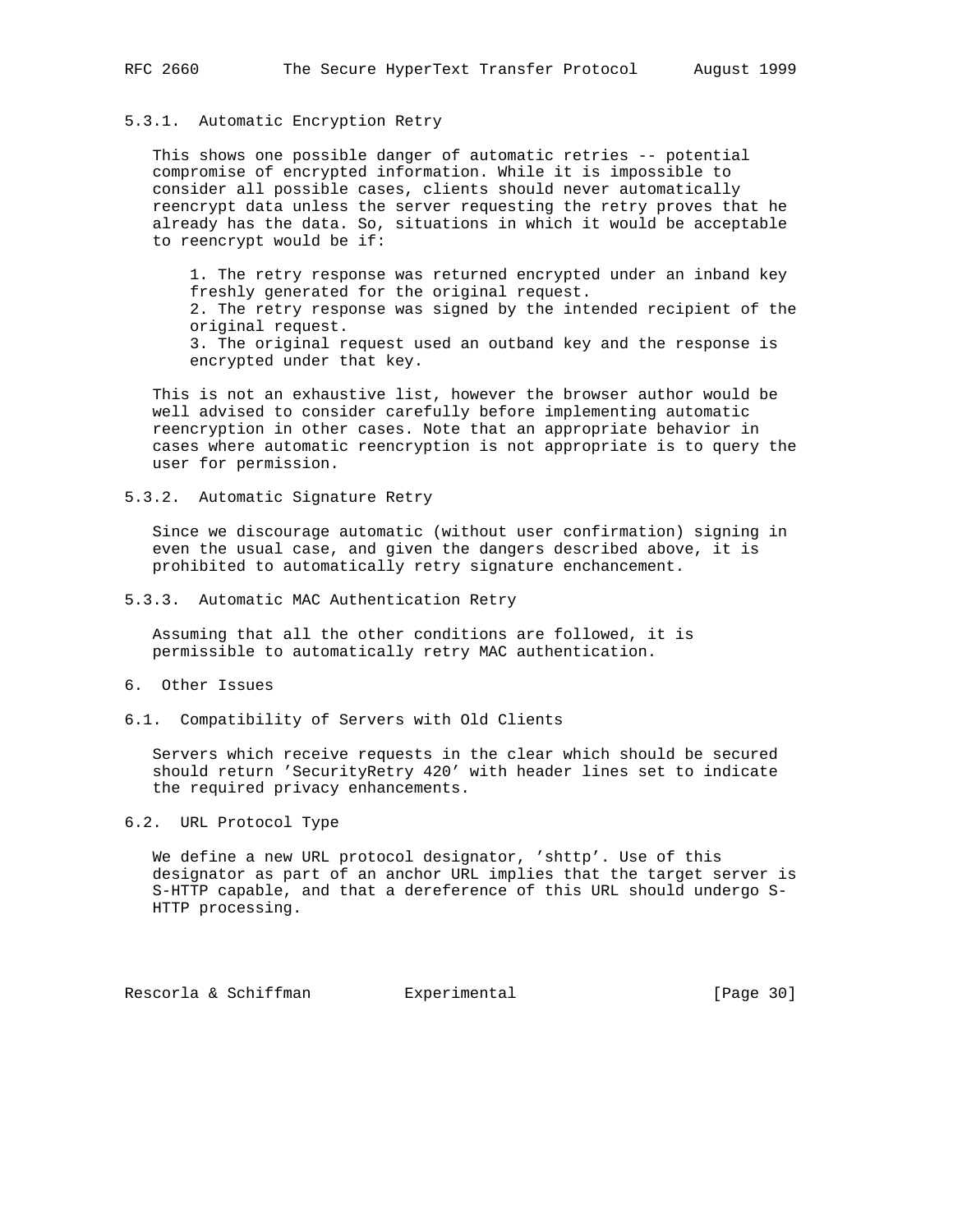### 5.3.1. Automatic Encryption Retry

This shows one possible danger of automatic retries -- potential compromise of encrypted information. While it is impossible to consider all possible cases, clients should never automatically reencrypt data unless the server requesting the retry proves that he already has the data. So, situations in which it would be acceptable to reencrypt would be if:

1. The retry response was returned encrypted under an inband key freshly generated for the original request.
2. The retry response was signed by the intended recipient of the original request.
3. The original request used an outband key and the response is encrypted under that key.

This is not an exhaustive list, however the browser author would be well advised to consider carefully before implementing automatic reencryption in other cases. Note that an appropriate behavior in cases where automatic reencryption is not appropriate is to query the user for permission.

### 5.3.2. Automatic Signature Retry

Since we discourage automatic (without user confirmation) signing in even the usual case, and given the dangers described above, it is prohibited to automatically retry signature enchancement.

### 5.3.3. Automatic MAC Authentication Retry

Assuming that all the other conditions are followed, it is permissible to automatically retry MAC authentication.

## 6. Other Issues

### 6.1. Compatibility of Servers with Old Clients

Servers which receive requests in the clear which should be secured should return 'SecurityRetry 420' with header lines set to indicate the required privacy enhancements.

### 6.2. URL Protocol Type

We define a new URL protocol designator, 'shttp'. Use of this designator as part of an anchor URL implies that the target server is S-HTTP capable, and that a dereference of this URL should undergo S-HTTP processing.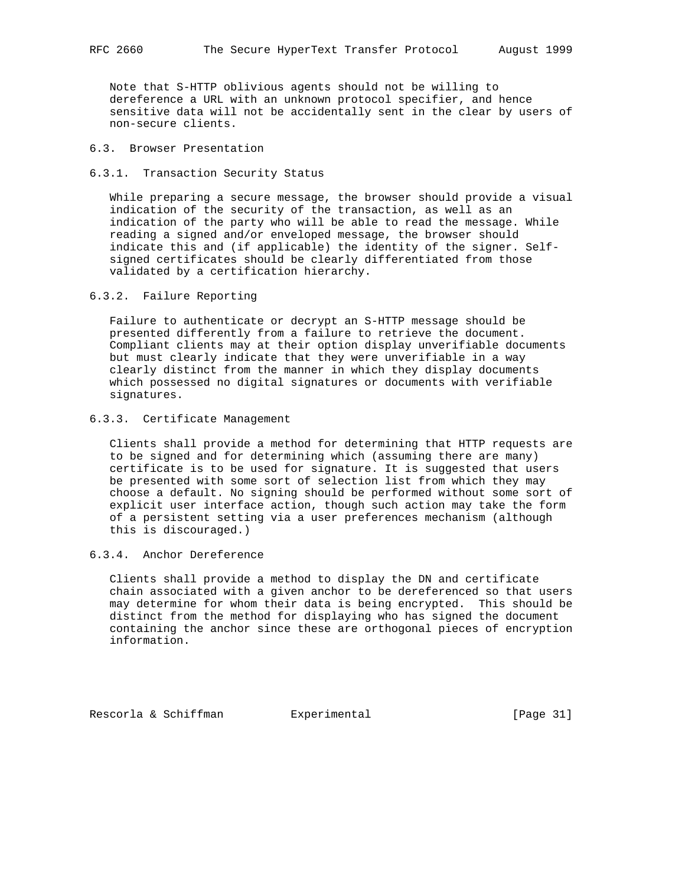Note that S-HTTP oblivious agents should not be willing to dereference a URL with an unknown protocol specifier, and hence sensitive data will not be accidentally sent in the clear by users of non-secure clients.

### 6.3. Browser Presentation

#### 6.3.1. Transaction Security Status

While preparing a secure message, the browser should provide a visual indication of the security of the transaction, as well as an indication of the party who will be able to read the message. While reading a signed and/or enveloped message, the browser should indicate this and (if applicable) the identity of the signer. Self-signed certificates should be clearly differentiated from those validated by a certification hierarchy.

#### 6.3.2. Failure Reporting

Failure to authenticate or decrypt an S-HTTP message should be presented differently from a failure to retrieve the document. Compliant clients may at their option display unverifiable documents but must clearly indicate that they were unverifiable in a way clearly distinct from the manner in which they display documents which possessed no digital signatures or documents with verifiable signatures.

#### 6.3.3. Certificate Management

Clients shall provide a method for determining that HTTP requests are to be signed and for determining which (assuming there are many) certificate is to be used for signature. It is suggested that users be presented with some sort of selection list from which they may choose a default. No signing should be performed without some sort of explicit user interface action, though such action may take the form of a persistent setting via a user preferences mechanism (although this is discouraged.)

#### 6.3.4. Anchor Dereference

Clients shall provide a method to display the DN and certificate chain associated with a given anchor to be dereferenced so that users may determine for whom their data is being encrypted. This should be distinct from the method for displaying who has signed the document containing the anchor since these are orthogonal pieces of encryption information.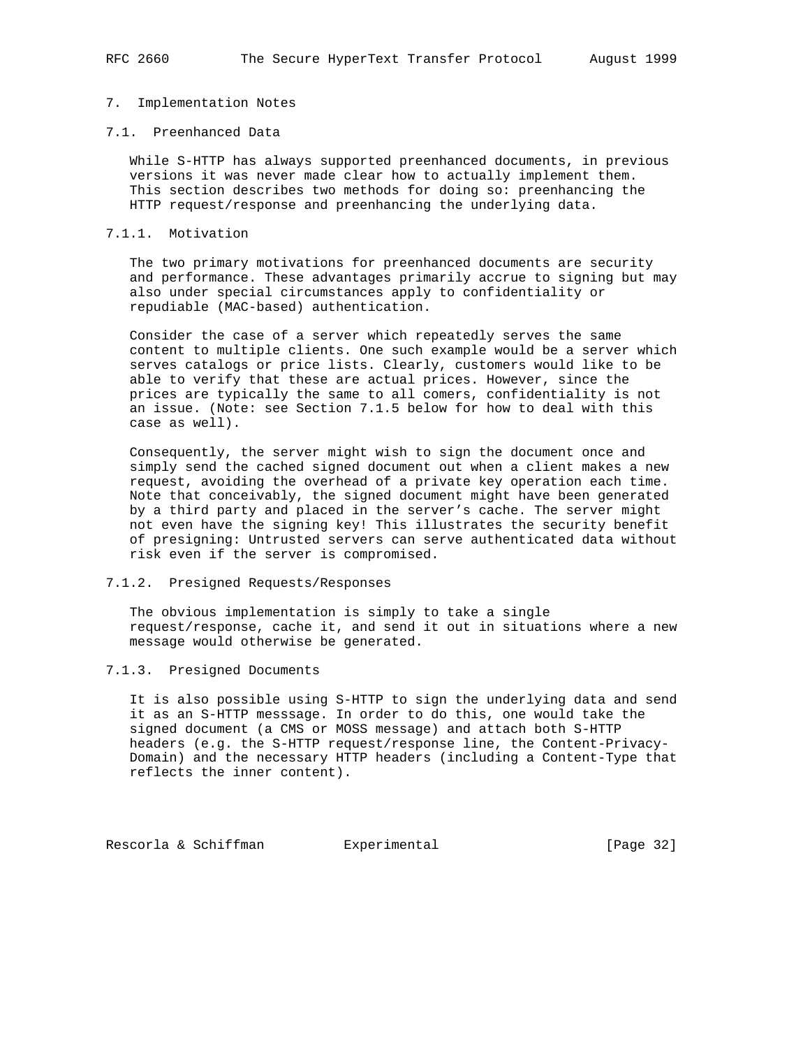## 7. Implementation Notes

### 7.1. Preenhanced Data

While S-HTTP has always supported preenhanced documents, in previous versions it was never made clear how to actually implement them. This section describes two methods for doing so: preenhancing the HTTP request/response and preenhancing the underlying data.

#### 7.1.1. Motivation

The two primary motivations for preenhanced documents are security and performance. These advantages primarily accrue to signing but may also under special circumstances apply to confidentiality or repudiable (MAC-based) authentication.

Consider the case of a server which repeatedly serves the same content to multiple clients. One such example would be a server which serves catalogs or price lists. Clearly, customers would like to be able to verify that these are actual prices. However, since the prices are typically the same to all comers, confidentiality is not an issue. (Note: see Section 7.1.5 below for how to deal with this case as well).

Consequently, the server might wish to sign the document once and simply send the cached signed document out when a client makes a new request, avoiding the overhead of a private key operation each time. Note that conceivably, the signed document might have been generated by a third party and placed in the server's cache. The server might not even have the signing key! This illustrates the security benefit of presigning: Untrusted servers can serve authenticated data without risk even if the server is compromised.

#### 7.1.2. Presigned Requests/Responses

The obvious implementation is simply to take a single request/response, cache it, and send it out in situations where a new message would otherwise be generated.

#### 7.1.3. Presigned Documents

It is also possible using S-HTTP to sign the underlying data and send it as an S-HTTP messsage. In order to do this, one would take the signed document (a CMS or MOSS message) and attach both S-HTTP headers (e.g. the S-HTTP request/response line, the Content-Privacy-Domain) and the necessary HTTP headers (including a Content-Type that reflects the inner content).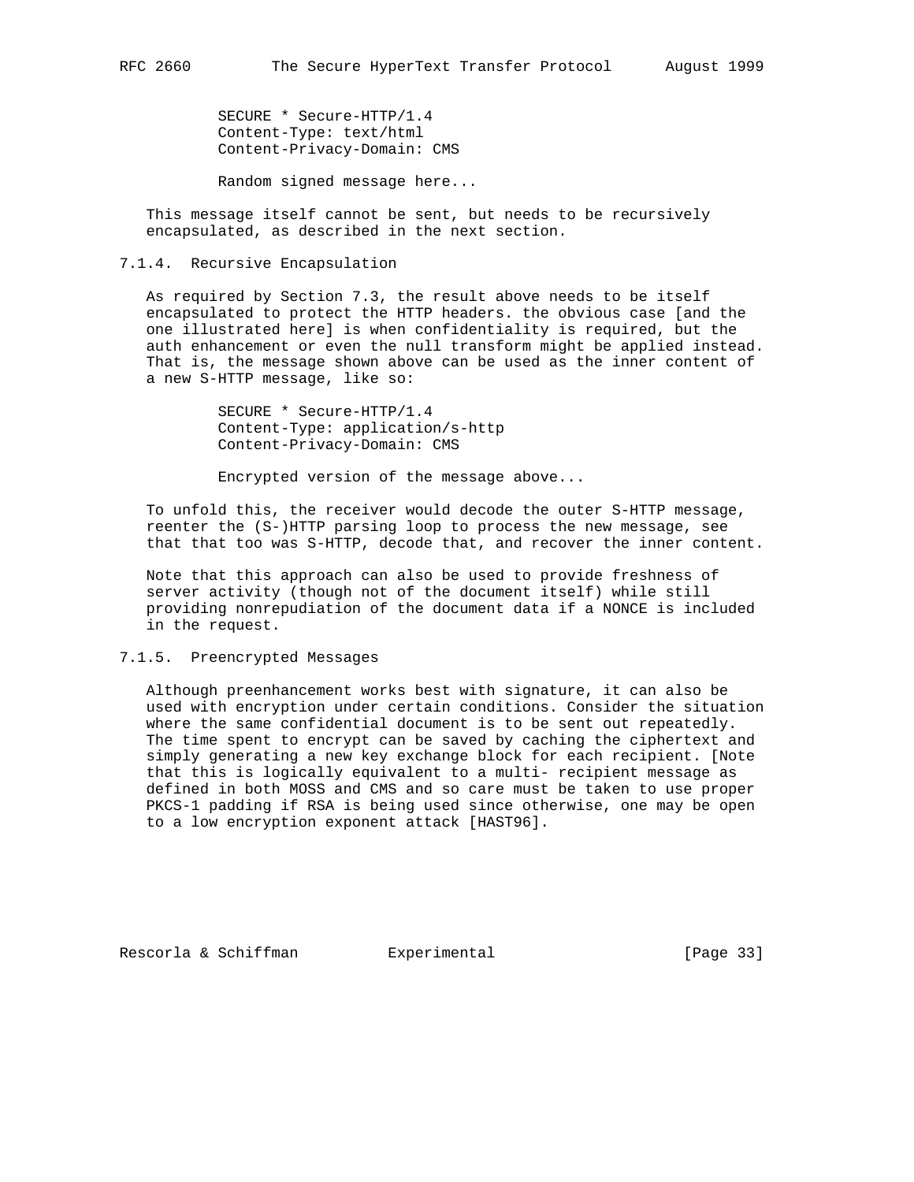```
SECURE * Secure-HTTP/1.4
Content-Type: text/html
Content-Privacy-Domain: CMS

Random signed message here...
```

This message itself cannot be sent, but needs to be recursively encapsulated, as described in the next section.

### 7.1.4. Recursive Encapsulation

As required by Section 7.3, the result above needs to be itself encapsulated to protect the HTTP headers. the obvious case [and the one illustrated here] is when confidentiality is required, but the auth enhancement or even the null transform might be applied instead. That is, the message shown above can be used as the inner content of a new S-HTTP message, like so:

```
SECURE * Secure-HTTP/1.4
Content-Type: application/s-http
Content-Privacy-Domain: CMS

Encrypted version of the message above...
```

To unfold this, the receiver would decode the outer S-HTTP message, reenter the (S-)HTTP parsing loop to process the new message, see that that too was S-HTTP, decode that, and recover the inner content.

Note that this approach can also be used to provide freshness of server activity (though not of the document itself) while still providing nonrepudiation of the document data if a NONCE is included in the request.

### 7.1.5. Preencrypted Messages

Although preenhancement works best with signature, it can also be used with encryption under certain conditions. Consider the situation where the same confidential document is to be sent out repeatedly. The time spent to encrypt can be saved by caching the ciphertext and simply generating a new key exchange block for each recipient. [Note that this is logically equivalent to a multi- recipient message as defined in both MOSS and CMS and so care must be taken to use proper PKCS-1 padding if RSA is being used since otherwise, one may be open to a low encryption exponent attack [HAST96].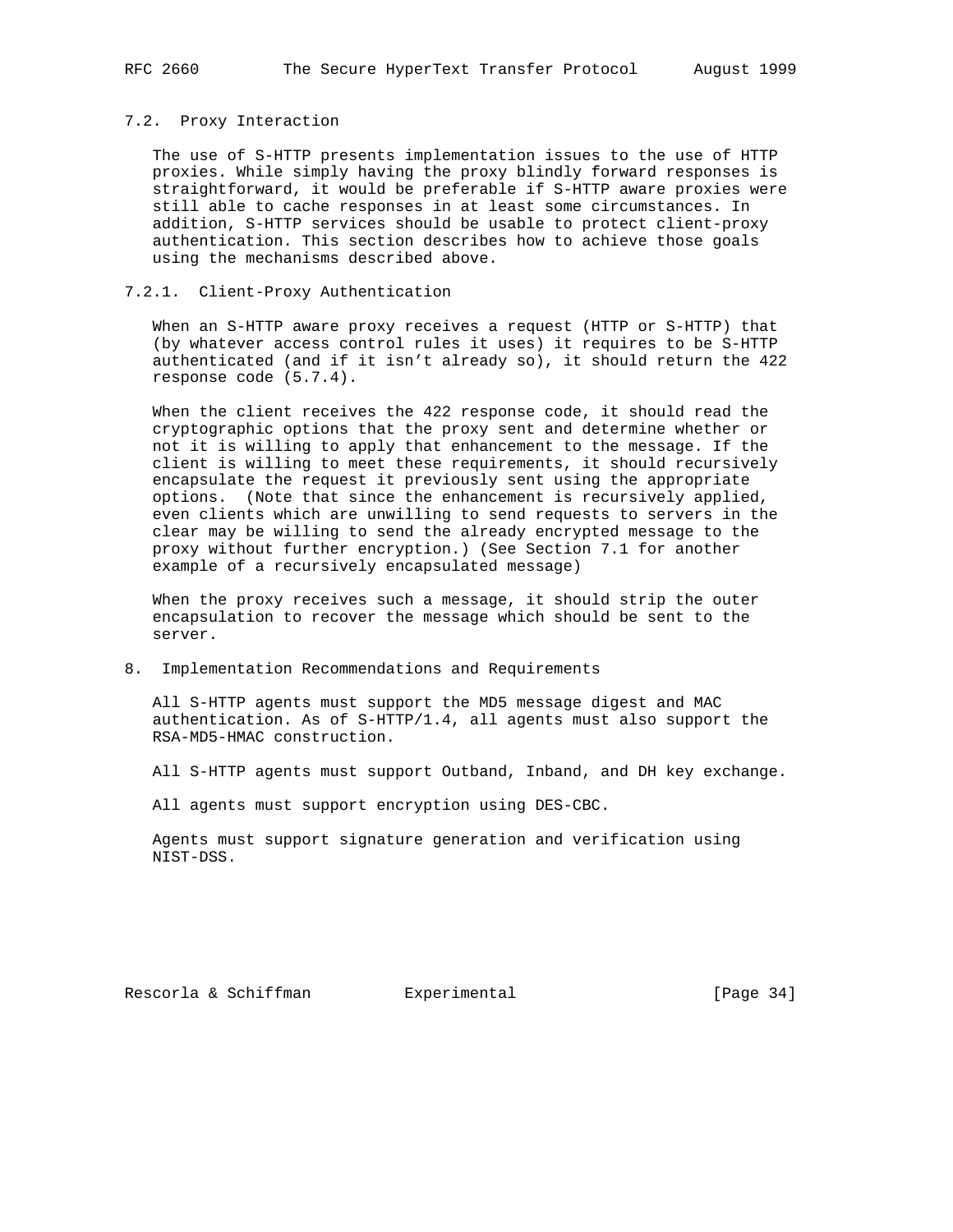### 7.2. Proxy Interaction

The use of S-HTTP presents implementation issues to the use of HTTP proxies. While simply having the proxy blindly forward responses is straightforward, it would be preferable if S-HTTP aware proxies were still able to cache responses in at least some circumstances. In addition, S-HTTP services should be usable to protect client-proxy authentication. This section describes how to achieve those goals using the mechanisms described above.

#### 7.2.1. Client-Proxy Authentication

When an S-HTTP aware proxy receives a request (HTTP or S-HTTP) that (by whatever access control rules it uses) it requires to be S-HTTP authenticated (and if it isn't already so), it should return the 422 response code (5.7.4).

When the client receives the 422 response code, it should read the cryptographic options that the proxy sent and determine whether or not it is willing to apply that enhancement to the message. If the client is willing to meet these requirements, it should recursively encapsulate the request it previously sent using the appropriate options. (Note that since the enhancement is recursively applied, even clients which are unwilling to send requests to servers in the clear may be willing to send the already encrypted message to the proxy without further encryption.) (See Section 7.1 for another example of a recursively encapsulated message)

When the proxy receives such a message, it should strip the outer encapsulation to recover the message which should be sent to the server.

## 8. Implementation Recommendations and Requirements

All S-HTTP agents must support the MD5 message digest and MAC authentication. As of S-HTTP/1.4, all agents must also support the RSA-MD5-HMAC construction.

All S-HTTP agents must support Outband, Inband, and DH key exchange.

All agents must support encryption using DES-CBC.

Agents must support signature generation and verification using NIST-DSS.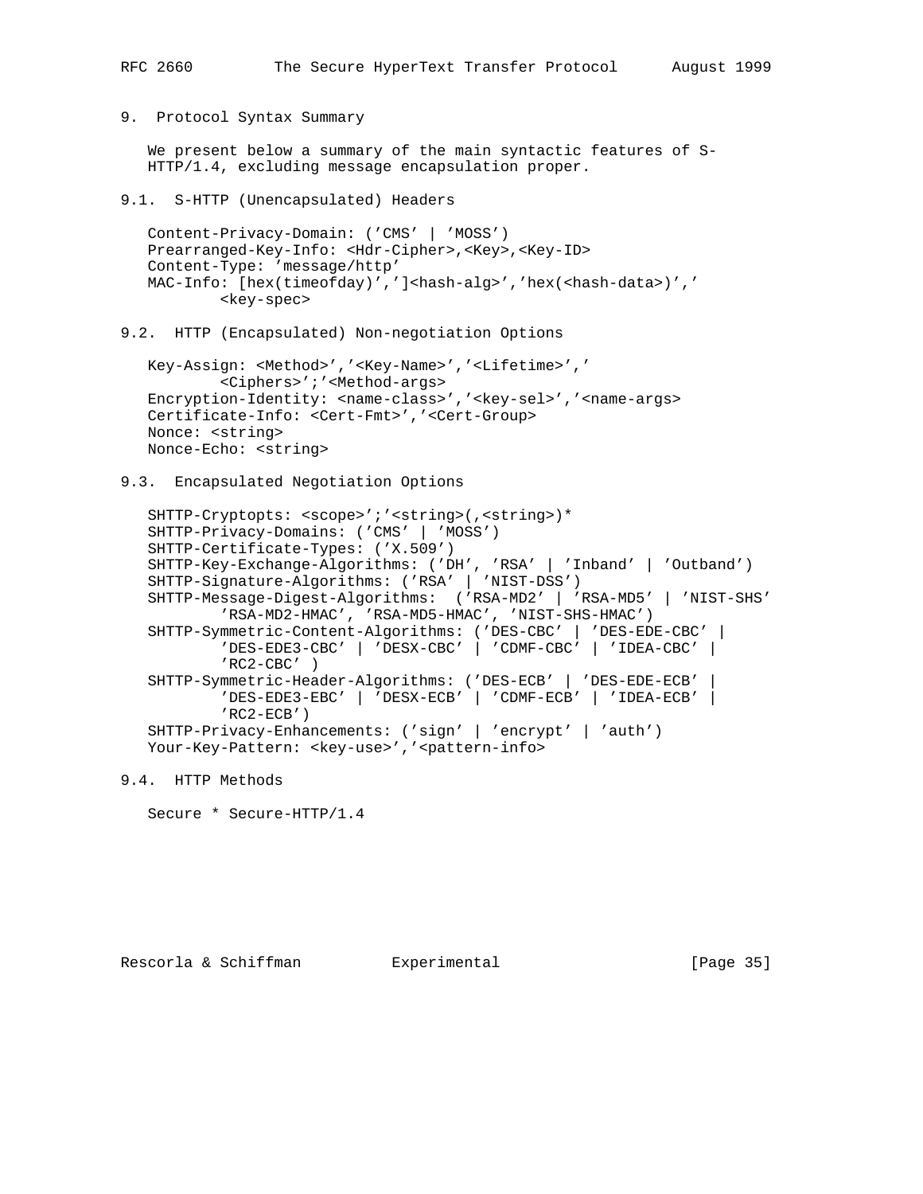## 9. Protocol Syntax Summary

We present below a summary of the main syntactic features of S-HTTP/1.4, excluding message encapsulation proper.

### 9.1. S-HTTP (Unencapsulated) Headers

```
Content-Privacy-Domain: ('CMS' | 'MOSS')
Prearranged-Key-Info: <Hdr-Cipher>,<Key>,<Key-ID>
Content-Type: 'message/http'
MAC-Info: [hex(timeofday)',']<hash-alg>','hex(<hash-data>)','
        <key-spec>
```

### 9.2. HTTP (Encapsulated) Non-negotiation Options

```
Key-Assign: <Method>','<Key-Name>','<Lifetime>','
        <Ciphers>';'<Method-args>
Encryption-Identity: <name-class>','<key-sel>','<name-args>
Certificate-Info: <Cert-Fmt>','<Cert-Group>
Nonce: <string>
Nonce-Echo: <string>
```

### 9.3. Encapsulated Negotiation Options

```
SHTTP-Cryptopts: <scope>';'<string>(,<string>)*
SHTTP-Privacy-Domains: ('CMS' | 'MOSS')
SHTTP-Certificate-Types: ('X.509')
SHTTP-Key-Exchange-Algorithms: ('DH', 'RSA' | 'Inband' | 'Outband')
SHTTP-Signature-Algorithms: ('RSA' | 'NIST-DSS')
SHTTP-Message-Digest-Algorithms:  ('RSA-MD2' | 'RSA-MD5' | 'NIST-SHS'
        'RSA-MD2-HMAC', 'RSA-MD5-HMAC', 'NIST-SHS-HMAC')
SHTTP-Symmetric-Content-Algorithms: ('DES-CBC' | 'DES-EDE-CBC' |
        'DES-EDE3-CBC' | 'DESX-CBC' | 'CDMF-CBC' | 'IDEA-CBC' |
        'RC2-CBC' )
SHTTP-Symmetric-Header-Algorithms: ('DES-ECB' | 'DES-EDE-ECB' |
        'DES-EDE3-EBC' | 'DESX-ECB' | 'CDMF-ECB' | 'IDEA-ECB' |
        'RC2-ECB')
SHTTP-Privacy-Enhancements: ('sign' | 'encrypt' | 'auth')
Your-Key-Pattern: <key-use>','<pattern-info>
```

### 9.4. HTTP Methods

```
Secure * Secure-HTTP/1.4
```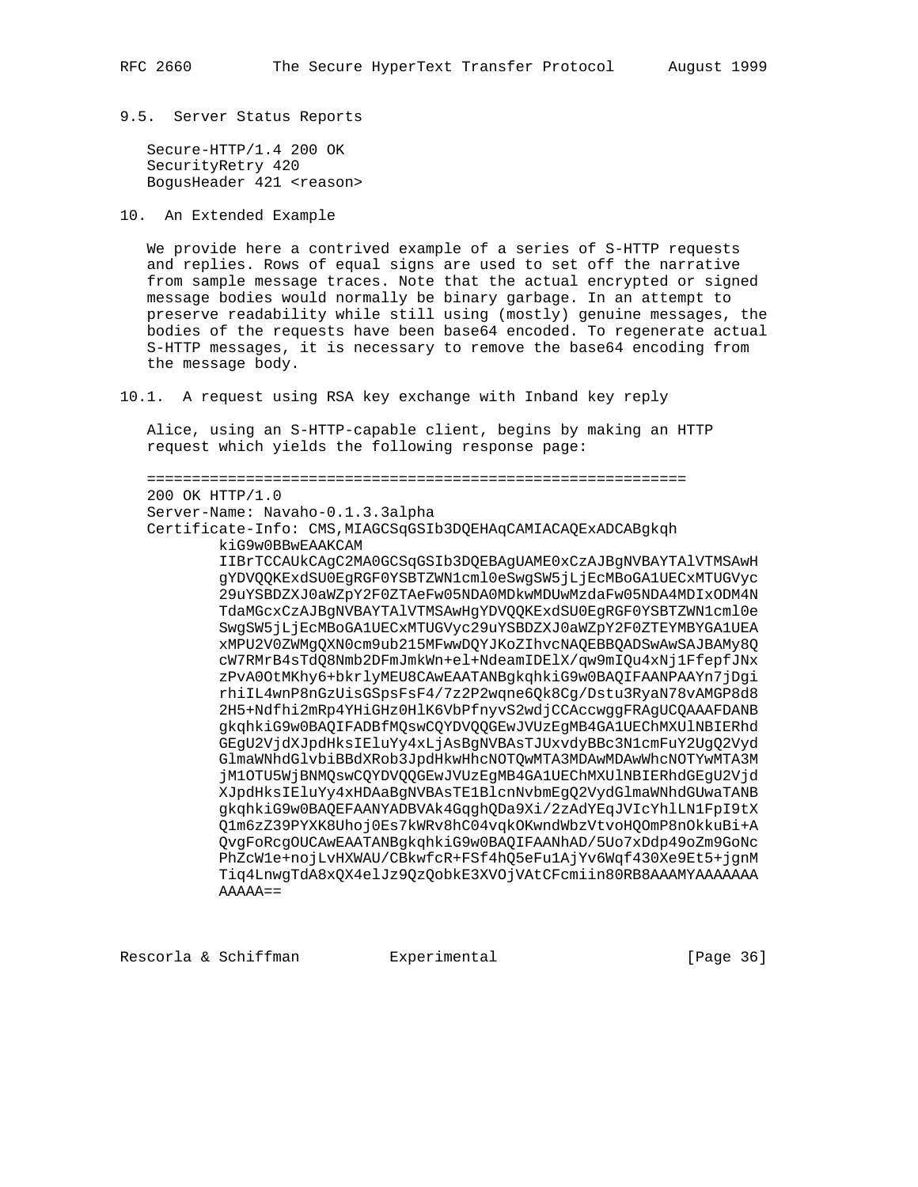## 9.5. Server Status Reports

```
Secure-HTTP/1.4 200 OK
SecurityRetry 420
BogusHeader 421 <reason>
```

# 10. An Extended Example

We provide here a contrived example of a series of S-HTTP requests and replies. Rows of equal signs are used to set off the narrative from sample message traces. Note that the actual encrypted or signed message bodies would normally be binary garbage. In an attempt to preserve readability while still using (mostly) genuine messages, the bodies of the requests have been base64 encoded. To regenerate actual S-HTTP messages, it is necessary to remove the base64 encoding from the message body.

## 10.1. A request using RSA key exchange with Inband key reply

Alice, using an S-HTTP-capable client, begins by making an HTTP request which yields the following response page:

```
============================================================
200 OK HTTP/1.0
Server-Name: Navaho-0.1.3.3alpha
Certificate-Info: CMS,MIAGCSqGSIb3DQEHAqCAMIACAQExADCABgkqh
        kiG9w0BBwEAAKCAM
        IIBrTCCAUkCAgC2MA0GCSqGSIb3DQEBAgUAME0xCzAJBgNVBAYTAlVTMSAwH
        gYDVQQKExdSU0EgRGF0YSBTZWN1cml0eSwgSW5jLjEcMBoGA1UECxMTUGVyc
        29uYSBDZXJ0aWZpY2F0ZTAeFw05NDA0MDkwMDUwMzdaFw05NDA4MDIxODM4N
        TdaMGcxCzAJBgNVBAYTAlVTMSAwHgYDVQQKExdSU0EgRGF0YSBTZWN1cml0e
        SwgSW5jLjEcMBoGA1UECxMTUGVyc29uYSBDZXJ0aWZpY2F0ZTEYMBYGA1UEA
        xMPU2V0ZWMgQXN0cm9ub215MFwwDQYJKoZIhvcNAQEBBQADSwAwSAJBAMy8Q
        cW7RMrB4sTdQ8Nmb2DFmJmkWn+el+NdeamIDElX/qw9mIQu4xNj1FfepfJNx
        zPvA0OtMKhy6+bkrlyMEU8CAwEAATANBgkqhkiG9w0BAQIFAANPAAYn7jDgi
        rhiIL4wnP8nGzUisGSpsFsF4/7z2P2wqne6Qk8Cg/Dstu3RyaN78vAMGP8d8
        2H5+Ndfhi2mRp4YHiGHz0HlK6VbPfnyvS2wdjCCAccwggFRAgUCQAAAFDANB
        gkqhkiG9w0BAQIFADBfMQswCQYDVQQGEwJVUzEgMB4GA1UEChMXUlNBIERhd
        GEgU2VjdXJpdHksIEluYy4xLjAsBgNVBAsTJUxvdyBBc3N1cmFuY2UgQ2Vyd
        GlmaWNhdGlvbiBBdXRob3JpdHkwHhcNOTQwMTA3MDAwMDAwWhcNOTYwMTA3M
        jM1OTU5WjBNMQswCQYDVQQGEwJVUzEgMB4GA1UEChMXUlNBIERhdGEgU2Vjd
        XJpdHksIEluYy4xHDAaBgNVBAsTE1BlcnNvbmEgQ2VydGlmaWNhdGUwaTANB
        gkqhkiG9w0BAQEFAANYADBVAk4GqghQDa9Xi/2zAdYEqJVIcYhlLN1FpI9tX
        Q1m6zZ39PYXK8Uhoj0Es7kWRv8hC04vqkOKwndWbzVtvoHQOmP8nOkkuBi+A
        QvgFoRcgOUCAwEAATANBgkqhkiG9w0BAQIFAANhAD/5Uo7xDdp49oZm9GoNc
        PhZcW1e+nojLvHXWAU/CBkwfcR+FSf4hQ5eFu1AjYv6Wqf430Xe9Et5+jgnM
        Tiq4LnwgTdA8xQX4elJz9QzQobkE3XVOjVAtCFcmiin80RB8AAAMYAAAAAAA
        AAAAA==
```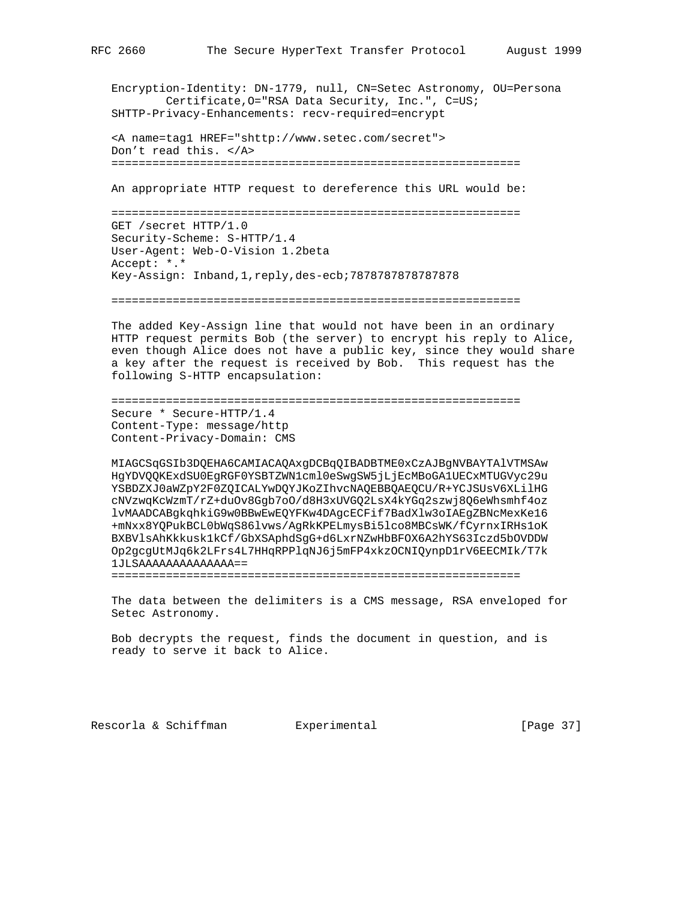```
Encryption-Identity: DN-1779, null, CN=Setec Astronomy, OU=Persona
        Certificate,O="RSA Data Security, Inc.", C=US;
SHTTP-Privacy-Enhancements: recv-required=encrypt

<A name=tag1 HREF="shttp://www.setec.com/secret">
Don't read this. </A>
============================================================
```

An appropriate HTTP request to dereference this URL would be:

```
============================================================
GET /secret HTTP/1.0
Security-Scheme: S-HTTP/1.4
User-Agent: Web-O-Vision 1.2beta
Accept: *.*
Key-Assign: Inband,1,reply,des-ecb;7878787878787878

============================================================
```

The added Key-Assign line that would not have been in an ordinary HTTP request permits Bob (the server) to encrypt his reply to Alice, even though Alice does not have a public key, since they would share a key after the request is received by Bob. This request has the following S-HTTP encapsulation:

```
============================================================
Secure * Secure-HTTP/1.4
Content-Type: message/http
Content-Privacy-Domain: CMS

MIAGCSqGSIb3DQEHA6CAMIACAQAxgDCBqQIBADBTME0xCzAJBgNVBAYTAlVTMSAw
HgYDVQQKExdSU0EgRGF0YSBTZWN1cml0eSwgSW5jLjEcMBoGA1UECxMTUGVyc29u
YSBDZXJ0aWZpY2F0ZQICALYwDQYJKoZIhvcNAQEBBQAEQCU/R+YCJSUsV6XLilHG
cNVzwqKcWzmT/rZ+duOv8Ggb7oO/d8H3xUVGQ2LsX4kYGq2szwj8Q6eWhsmhf4oz
lvMAADCABgkqhkiG9w0BBwEwEQYFKw4DAgcECFif7BadXlw3oIAEgZBNcMexKe16
+mNxx8YQPukBCL0bWqS86lvws/AgRkKPELmysBi5lco8MBCsWK/fCyrnxIRHs1oK
BXBVlsAhKkkusk1kCf/GbXSAphdSgG+d6LxrNZwHbBFOX6A2hYS63Iczd5bOVDDW
Op2gcgUtMJq6k2LFrs4L7HHqRPPlqNJ6j5mFP4xkzOCNIQynpD1rV6EECMIk/T7k
1JLSAAAAAAAAAAAAAA==
============================================================
```

The data between the delimiters is a CMS message, RSA enveloped for Setec Astronomy.

Bob decrypts the request, finds the document in question, and is ready to serve it back to Alice.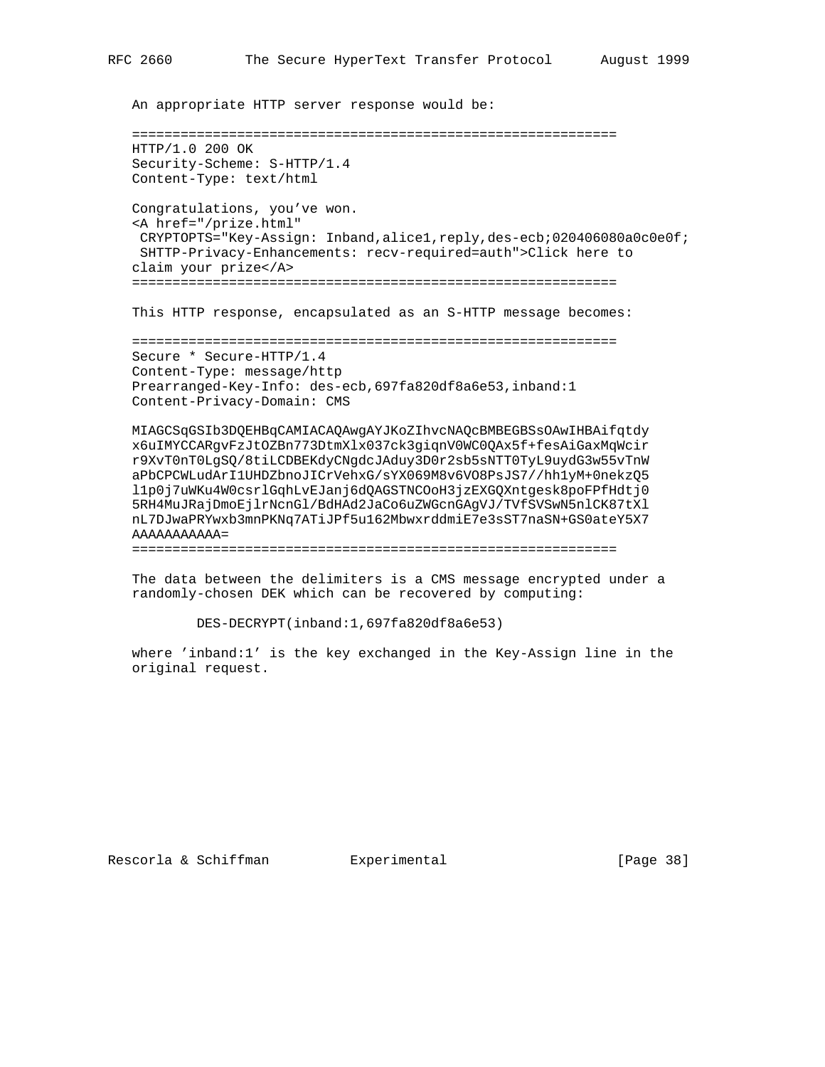An appropriate HTTP server response would be:

```
============================================================
HTTP/1.0 200 OK
Security-Scheme: S-HTTP/1.4
Content-Type: text/html

Congratulations, you've won.
<A href="/prize.html"
 CRYPTOPTS="Key-Assign: Inband,alice1,reply,des-ecb;020406080a0c0e0f;
 SHTTP-Privacy-Enhancements: recv-required=auth">Click here to
claim your prize</A>
============================================================
```

This HTTP response, encapsulated as an S-HTTP message becomes:

```
============================================================
Secure * Secure-HTTP/1.4
Content-Type: message/http
Prearranged-Key-Info: des-ecb,697fa820df8a6e53,inband:1
Content-Privacy-Domain: CMS

MIAGCSqGSIb3DQEHBqCAMIACAQAwgAYJKoZIhvcNAQcBMBEGBSsOAwIHBAifqtdy
x6uIMYCCARgvFzJtOZBn773DtmXlx037ck3giqnV0WC0QAx5f+fesAiGaxMqWcir
r9XvT0nT0LgSQ/8tiLCDBEKdyCNgdcJAduy3D0r2sb5sNTT0TyL9uydG3w55vTnW
aPbCPCWLudArI1UHDZbnoJICrVehxG/sYX069M8v6VO8PsJS7//hh1yM+0nekzQ5
l1p0j7uWKu4W0csrlGqhLvEJanj6dQAGSTNCOoH3jzEXGQXntgesk8poFPfHdtj0
5RH4MuJRajDmoEjlrNcnGl/BdHAd2JaCo6uZWGcnGAgVJ/TVfSVSwN5nlCK87tXl
nL7DJwaPRYwxb3mnPKNq7ATiJPf5u162MbwxrddmiE7e3sST7naSN+GS0ateY5X7
AAAAAAAAAAA=
============================================================
```

The data between the delimiters is a CMS message encrypted under a randomly-chosen DEK which can be recovered by computing:

```
DES-DECRYPT(inband:1,697fa820df8a6e53)
```

where 'inband:1' is the key exchanged in the Key-Assign line in the original request.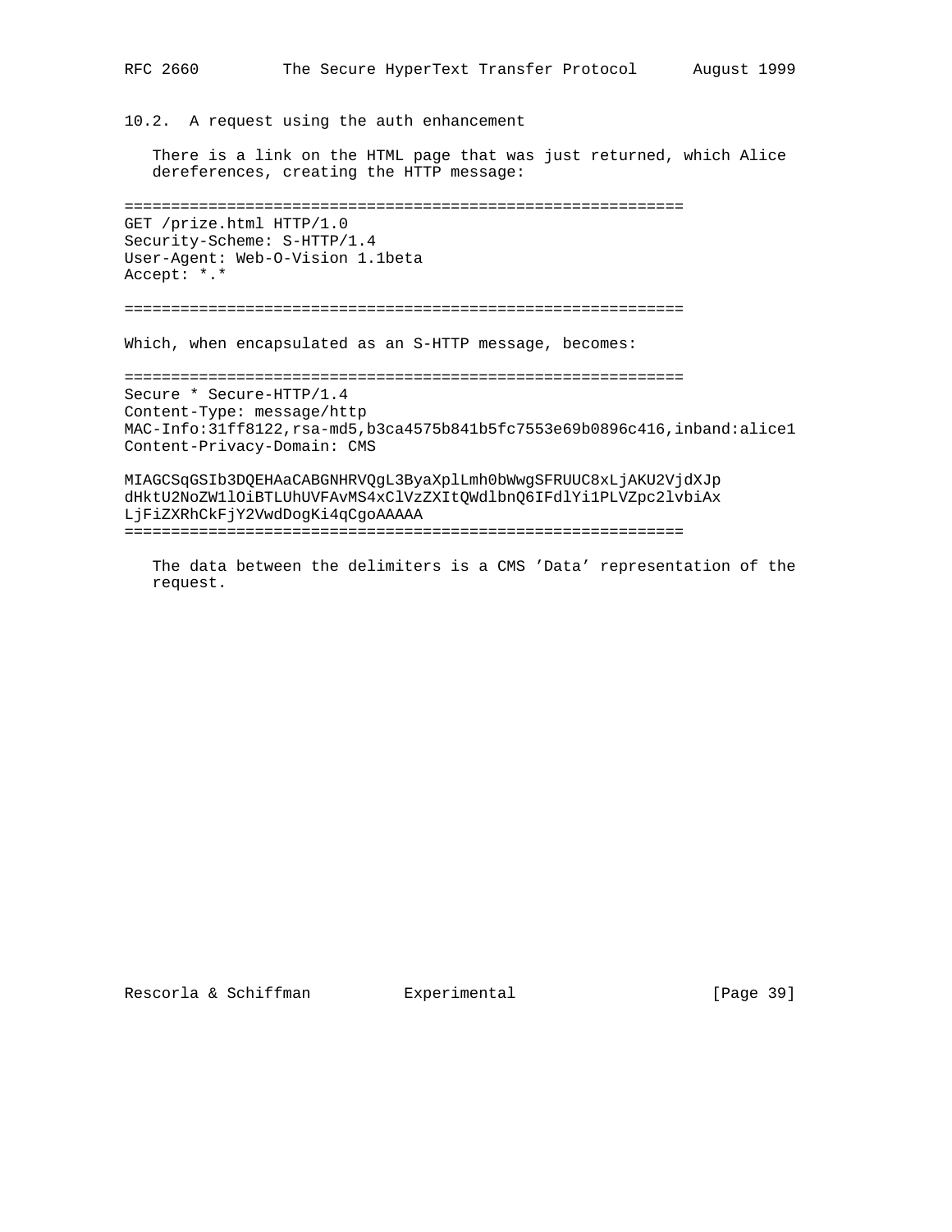## 10.2. A request using the auth enhancement

There is a link on the HTML page that was just returned, which Alice dereferences, creating the HTTP message:

```
============================================================
GET /prize.html HTTP/1.0
Security-Scheme: S-HTTP/1.4
User-Agent: Web-O-Vision 1.1beta
Accept: *.*

============================================================
```

Which, when encapsulated as an S-HTTP message, becomes:

```
============================================================
Secure * Secure-HTTP/1.4
Content-Type: message/http
MAC-Info:31ff8122,rsa-md5,b3ca4575b841b5fc7553e69b0896c416,inband:alice1
Content-Privacy-Domain: CMS

MIAGCSqGSIb3DQEHAaCABGNHRVQgL3ByaXplLmh0bWwgSFRUUC8xLjAKU2VjdXJp
dHktU2NoZW1lOiBTLUhUVFAvMS4xClVzZXItQWdlbnQ6IFdlYi1PLVZpc2lvbiAx
LjFiZXRhCkFjY2VwdDogKi4qCgoAAAAA
============================================================
```

The data between the delimiters is a CMS 'Data' representation of the request.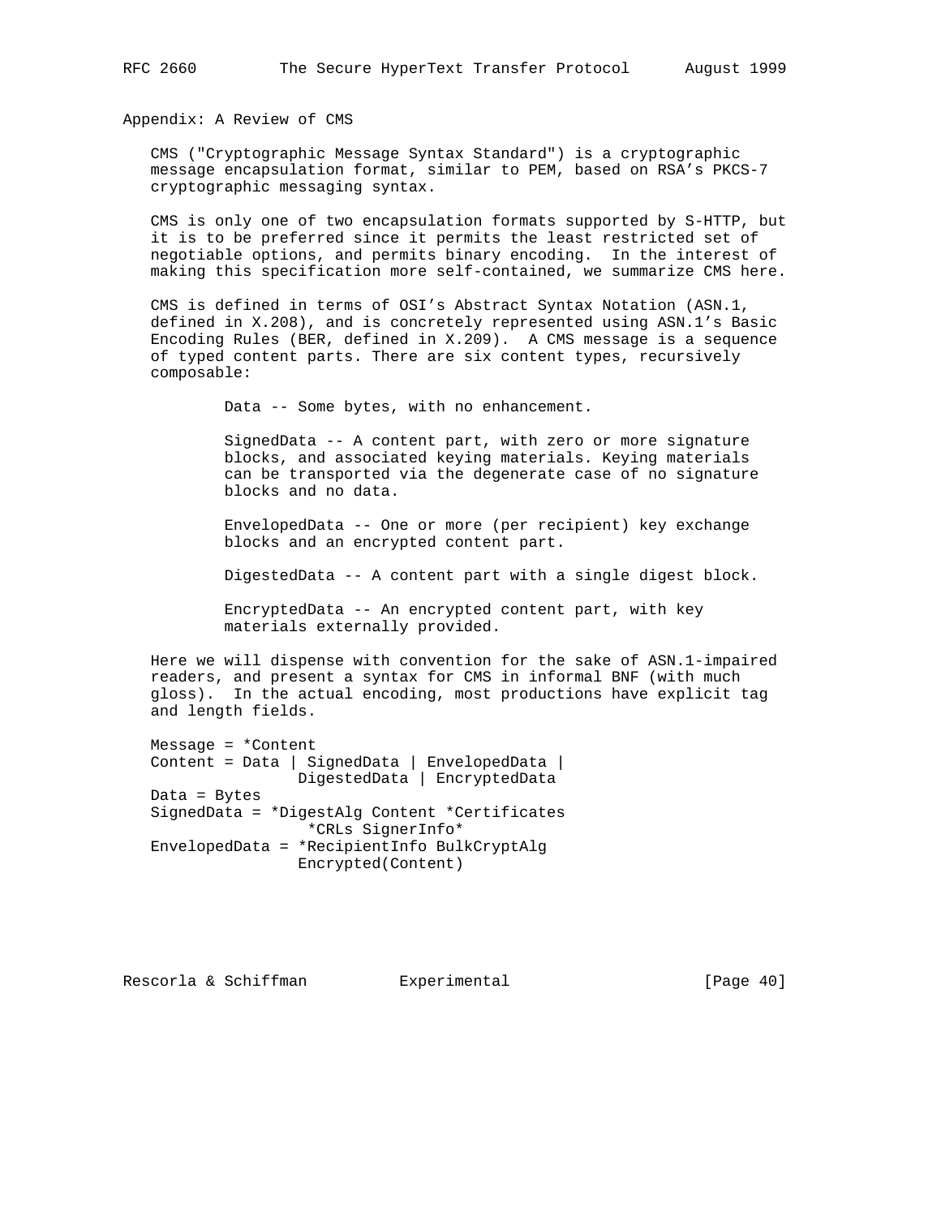## Appendix: A Review of CMS

CMS ("Cryptographic Message Syntax Standard") is a cryptographic message encapsulation format, similar to PEM, based on RSA's PKCS-7 cryptographic messaging syntax.

CMS is only one of two encapsulation formats supported by S-HTTP, but it is to be preferred since it permits the least restricted set of negotiable options, and permits binary encoding. In the interest of making this specification more self-contained, we summarize CMS here.

CMS is defined in terms of OSI's Abstract Syntax Notation (ASN.1, defined in X.208), and is concretely represented using ASN.1's Basic Encoding Rules (BER, defined in X.209). A CMS message is a sequence of typed content parts. There are six content types, recursively composable:

Data -- Some bytes, with no enhancement.

SignedData -- A content part, with zero or more signature blocks, and associated keying materials. Keying materials can be transported via the degenerate case of no signature blocks and no data.

EnvelopedData -- One or more (per recipient) key exchange blocks and an encrypted content part.

DigestedData -- A content part with a single digest block.

EncryptedData -- An encrypted content part, with key materials externally provided.

Here we will dispense with convention for the sake of ASN.1-impaired readers, and present a syntax for CMS in informal BNF (with much gloss). In the actual encoding, most productions have explicit tag and length fields.

```
Message = *Content
Content = Data | SignedData | EnvelopedData |
                DigestedData | EncryptedData
Data = Bytes
SignedData = *DigestAlg Content *Certificates
                 *CRLs SignerInfo*
EnvelopedData = *RecipientInfo BulkCryptAlg
                Encrypted(Content)
```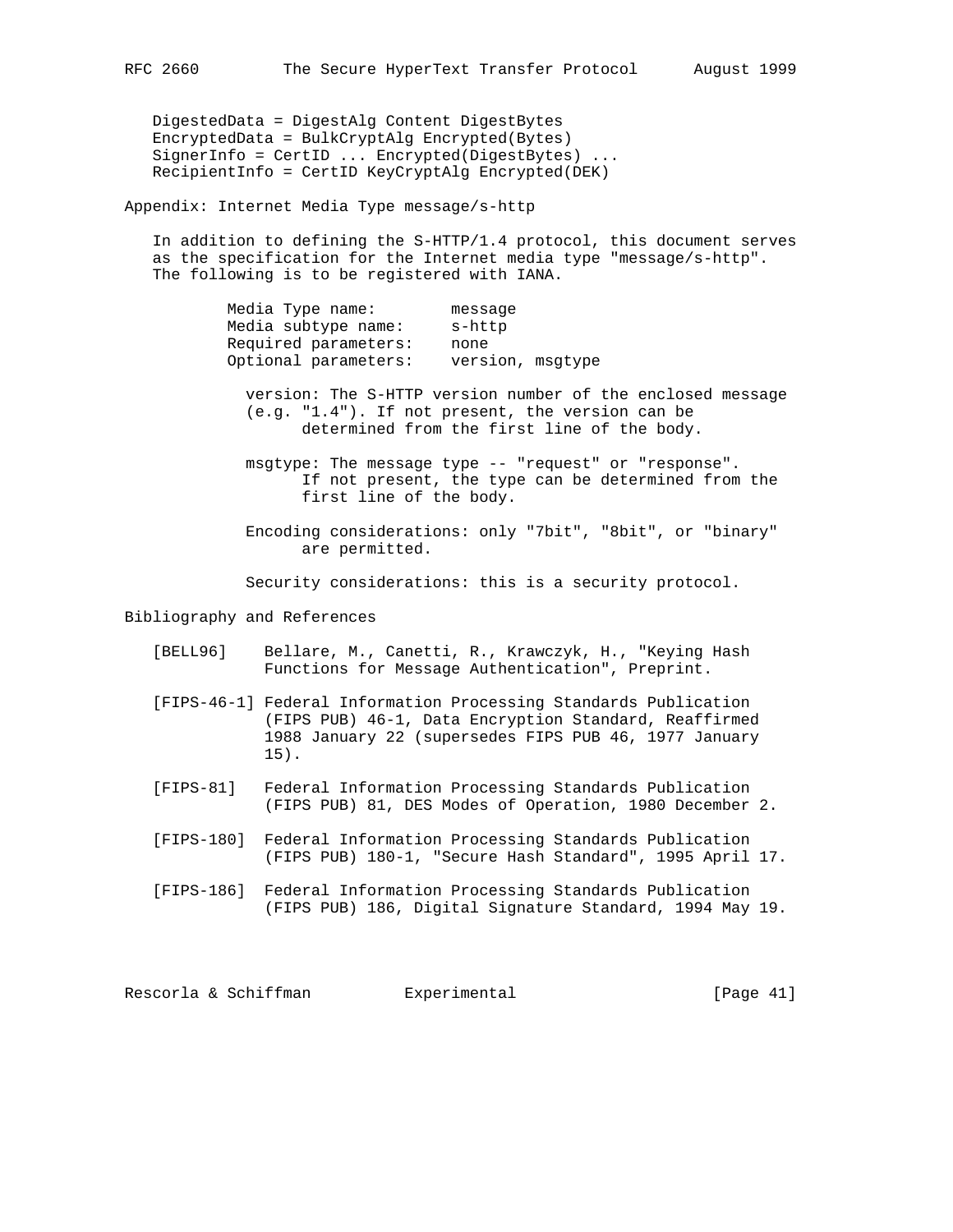```
DigestedData = DigestAlg Content DigestBytes
EncryptedData = BulkCryptAlg Encrypted(Bytes)
SignerInfo = CertID ... Encrypted(DigestBytes) ...
RecipientInfo = CertID KeyCryptAlg Encrypted(DEK)
```

## Appendix: Internet Media Type message/s-http

In addition to defining the S-HTTP/1.4 protocol, this document serves as the specification for the Internet media type "message/s-http". The following is to be registered with IANA.

```
Media Type name:        message
Media subtype name:     s-http
Required parameters:    none
Optional parameters:    version, msgtype
```

version: The S-HTTP version number of the enclosed message (e.g. "1.4"). If not present, the version can be determined from the first line of the body.

msgtype: The message type -- "request" or "response". If not present, the type can be determined from the first line of the body.

Encoding considerations: only "7bit", "8bit", or "binary" are permitted.

Security considerations: this is a security protocol.

## Bibliography and References

[BELL96] Bellare, M., Canetti, R., Krawczyk, H., "Keying Hash Functions for Message Authentication", Preprint.

[FIPS-46-1] Federal Information Processing Standards Publication (FIPS PUB) 46-1, Data Encryption Standard, Reaffirmed 1988 January 22 (supersedes FIPS PUB 46, 1977 January 15).

[FIPS-81] Federal Information Processing Standards Publication (FIPS PUB) 81, DES Modes of Operation, 1980 December 2.

[FIPS-180] Federal Information Processing Standards Publication (FIPS PUB) 180-1, "Secure Hash Standard", 1995 April 17.

[FIPS-186] Federal Information Processing Standards Publication (FIPS PUB) 186, Digital Signature Standard, 1994 May 19.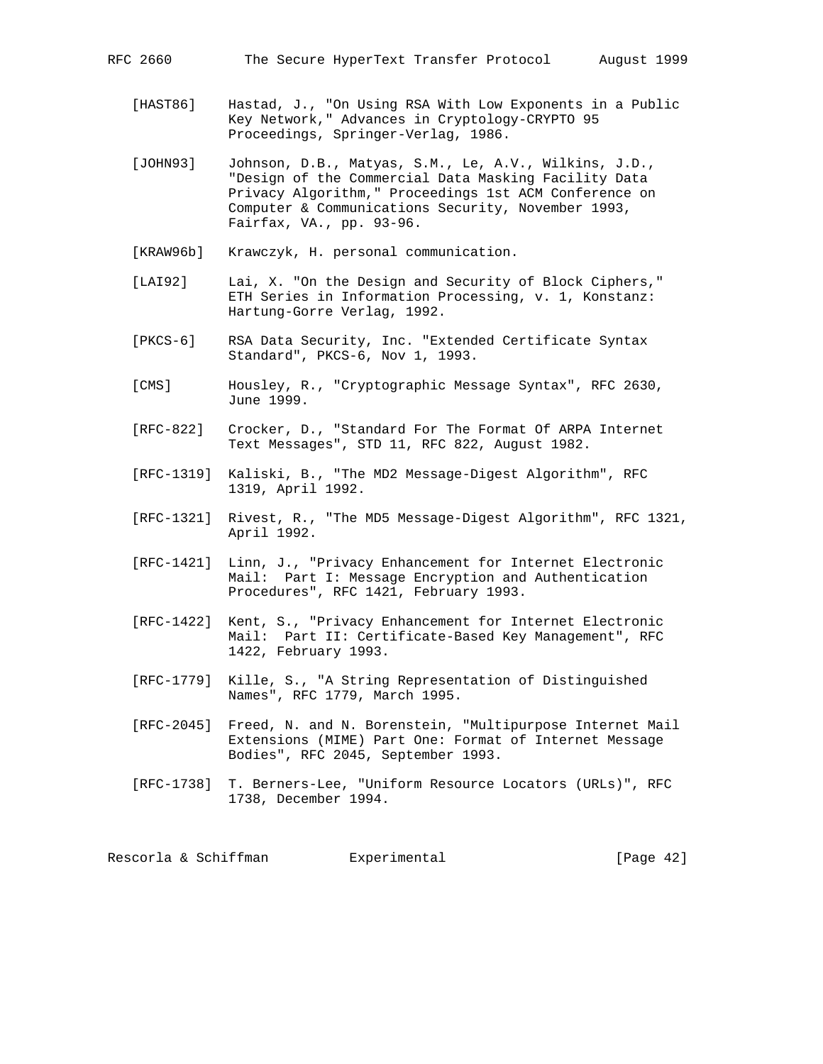[HAST86] Hastad, J., "On Using RSA With Low Exponents in a Public Key Network," Advances in Cryptology-CRYPTO 95 Proceedings, Springer-Verlag, 1986.

[JOHN93] Johnson, D.B., Matyas, S.M., Le, A.V., Wilkins, J.D., "Design of the Commercial Data Masking Facility Data Privacy Algorithm," Proceedings 1st ACM Conference on Computer & Communications Security, November 1993, Fairfax, VA., pp. 93-96.

[KRAW96b] Krawczyk, H. personal communication.

[LAI92] Lai, X. "On the Design and Security of Block Ciphers," ETH Series in Information Processing, v. 1, Konstanz: Hartung-Gorre Verlag, 1992.

[PKCS-6] RSA Data Security, Inc. "Extended Certificate Syntax Standard", PKCS-6, Nov 1, 1993.

[CMS] Housley, R., "Cryptographic Message Syntax", RFC 2630, June 1999.

[RFC-822] Crocker, D., "Standard For The Format Of ARPA Internet Text Messages", STD 11, RFC 822, August 1982.

[RFC-1319] Kaliski, B., "The MD2 Message-Digest Algorithm", RFC 1319, April 1992.

[RFC-1321] Rivest, R., "The MD5 Message-Digest Algorithm", RFC 1321, April 1992.

[RFC-1421] Linn, J., "Privacy Enhancement for Internet Electronic Mail: Part I: Message Encryption and Authentication Procedures", RFC 1421, February 1993.

[RFC-1422] Kent, S., "Privacy Enhancement for Internet Electronic Mail: Part II: Certificate-Based Key Management", RFC 1422, February 1993.

[RFC-1779] Kille, S., "A String Representation of Distinguished Names", RFC 1779, March 1995.

[RFC-2045] Freed, N. and N. Borenstein, "Multipurpose Internet Mail Extensions (MIME) Part One: Format of Internet Message Bodies", RFC 2045, September 1993.

[RFC-1738] T. Berners-Lee, "Uniform Resource Locators (URLs)", RFC 1738, December 1994.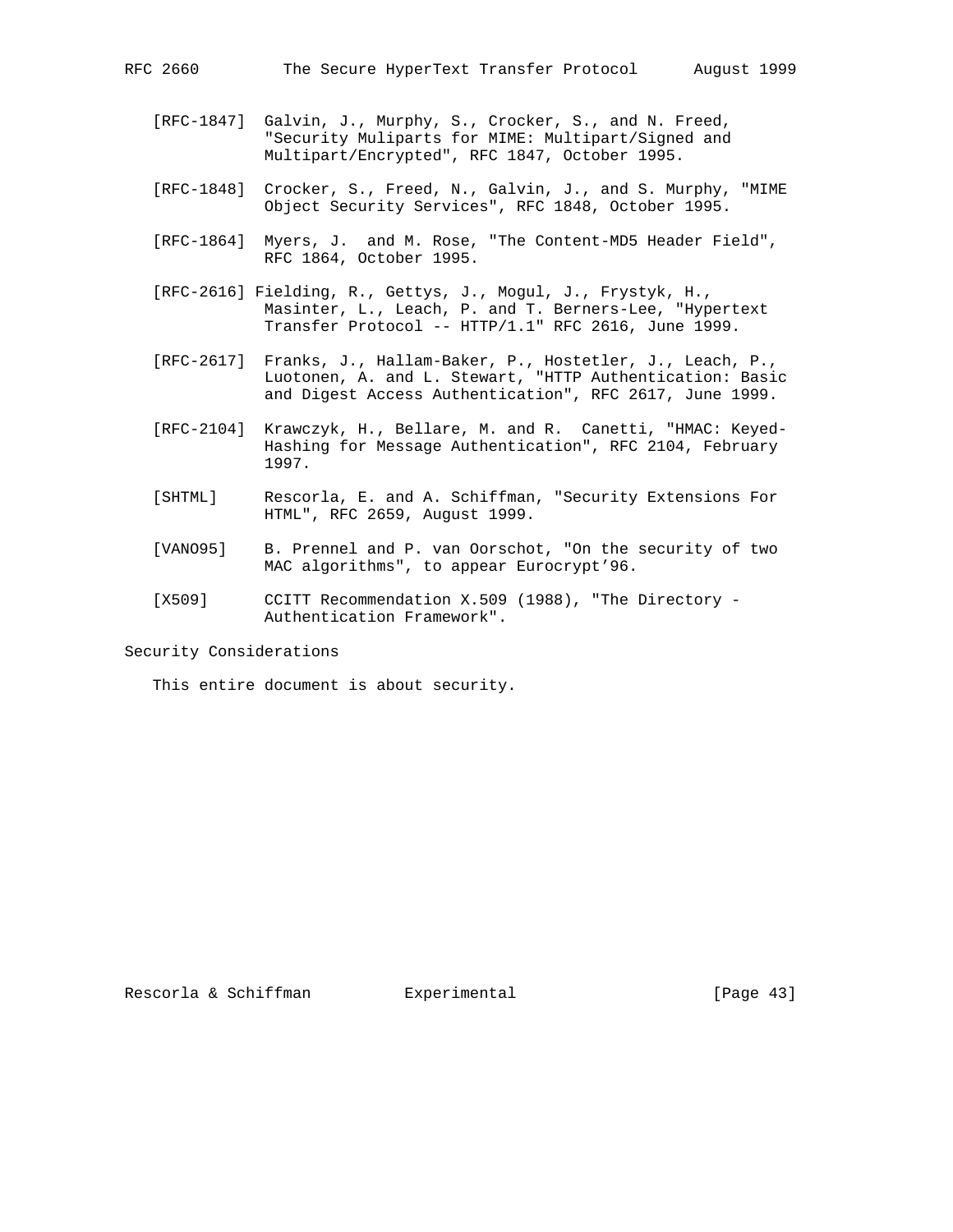[RFC-1847] Galvin, J., Murphy, S., Crocker, S., and N. Freed, "Security Muliparts for MIME: Multipart/Signed and Multipart/Encrypted", RFC 1847, October 1995.

[RFC-1848] Crocker, S., Freed, N., Galvin, J., and S. Murphy, "MIME Object Security Services", RFC 1848, October 1995.

[RFC-1864] Myers, J. and M. Rose, "The Content-MD5 Header Field", RFC 1864, October 1995.

[RFC-2616] Fielding, R., Gettys, J., Mogul, J., Frystyk, H., Masinter, L., Leach, P. and T. Berners-Lee, "Hypertext Transfer Protocol -- HTTP/1.1" RFC 2616, June 1999.

[RFC-2617] Franks, J., Hallam-Baker, P., Hostetler, J., Leach, P., Luotonen, A. and L. Stewart, "HTTP Authentication: Basic and Digest Access Authentication", RFC 2617, June 1999.

[RFC-2104] Krawczyk, H., Bellare, M. and R. Canetti, "HMAC: Keyed-Hashing for Message Authentication", RFC 2104, February 1997.

[SHTML] Rescorla, E. and A. Schiffman, "Security Extensions For HTML", RFC 2659, August 1999.

[VANO95] B. Prennel and P. van Oorschot, "On the security of two MAC algorithms", to appear Eurocrypt'96.

[X509] CCITT Recommendation X.509 (1988), "The Directory - Authentication Framework".

## Security Considerations

This entire document is about security.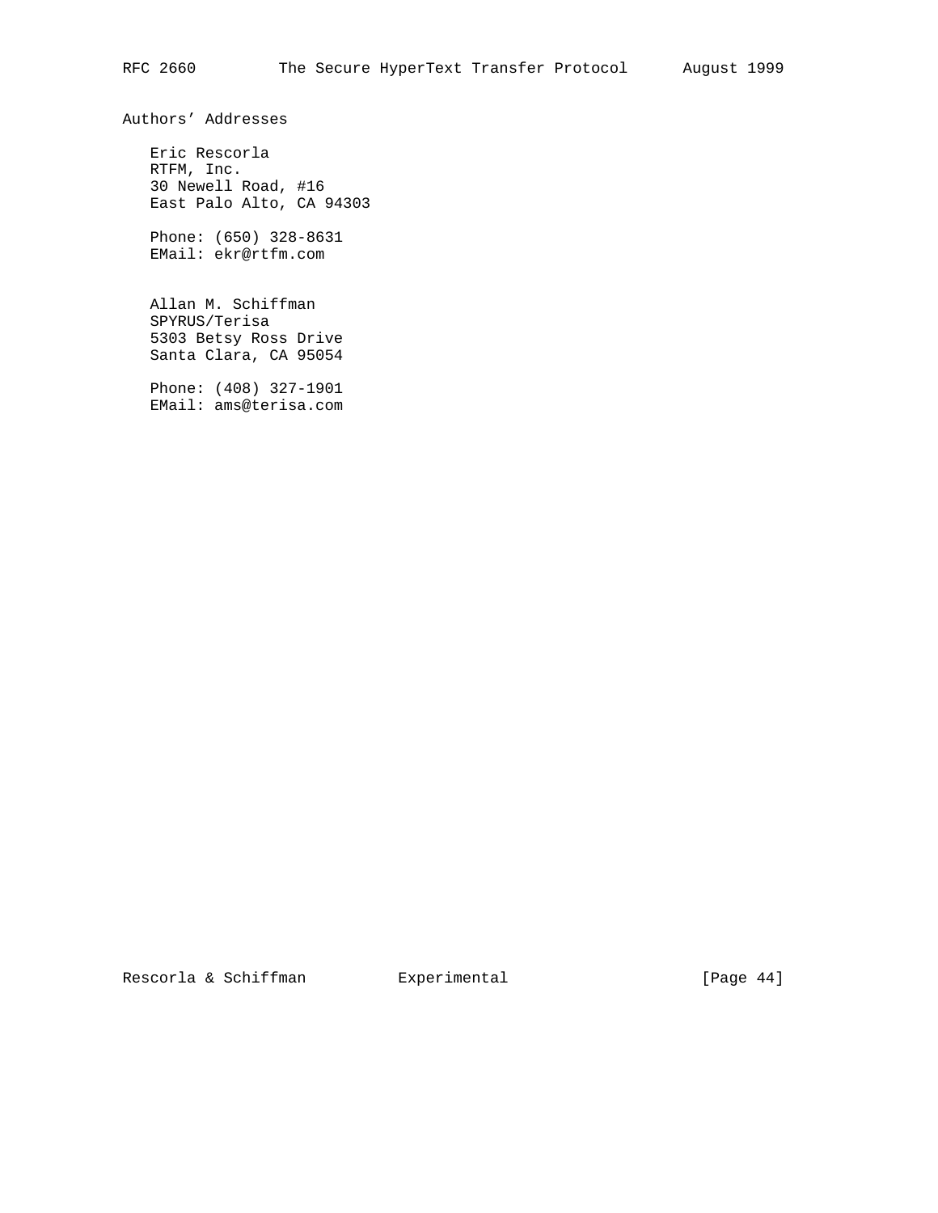## Authors' Addresses

Eric Rescorla
RTFM, Inc.
30 Newell Road, #16
East Palo Alto, CA 94303

Phone: (650) 328-8631
EMail: ekr@rtfm.com

Allan M. Schiffman
SPYRUS/Terisa
5303 Betsy Ross Drive
Santa Clara, CA 95054

Phone: (408) 327-1901
EMail: ams@terisa.com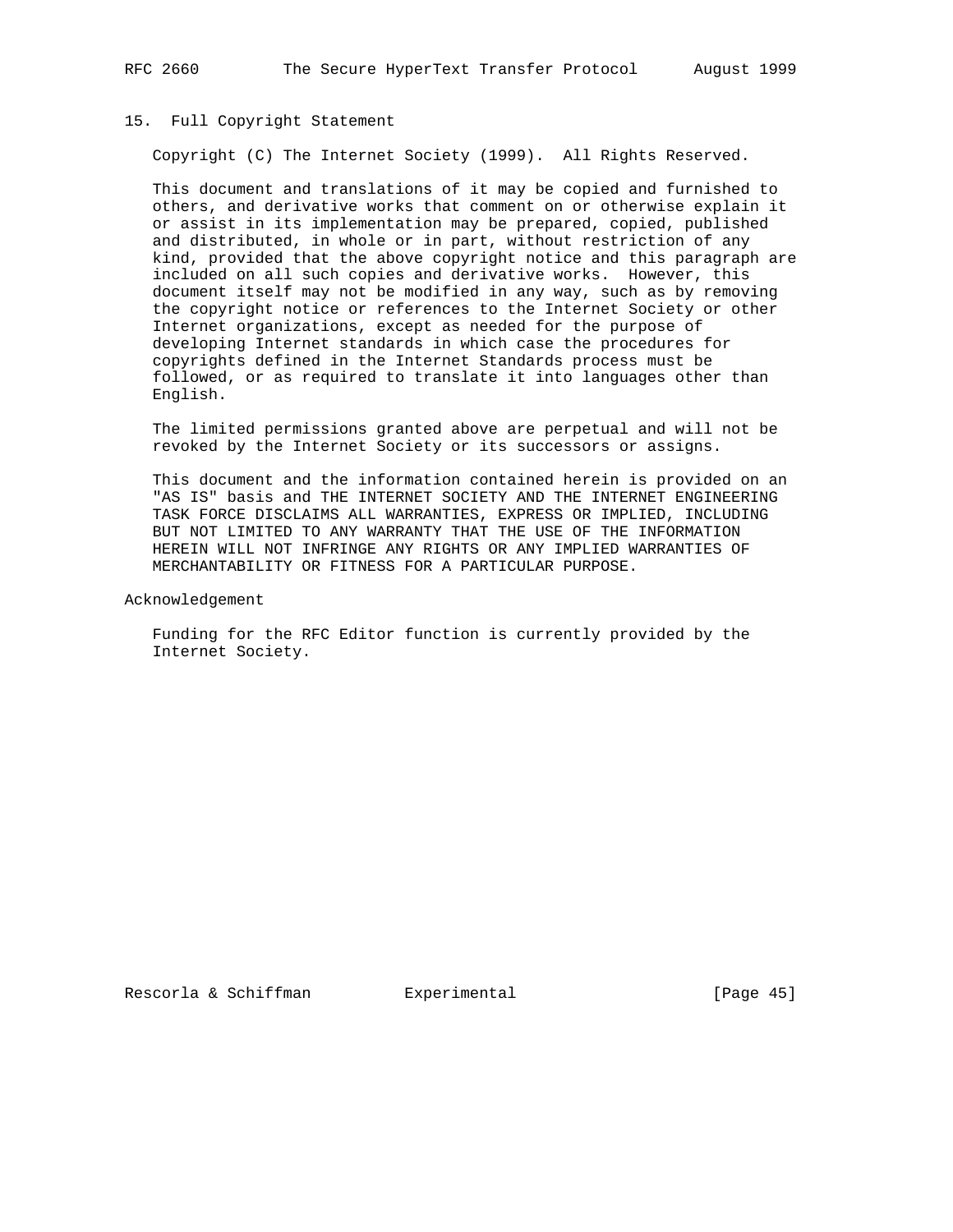## 15. Full Copyright Statement

Copyright (C) The Internet Society (1999). All Rights Reserved.

This document and translations of it may be copied and furnished to others, and derivative works that comment on or otherwise explain it or assist in its implementation may be prepared, copied, published and distributed, in whole or in part, without restriction of any kind, provided that the above copyright notice and this paragraph are included on all such copies and derivative works. However, this document itself may not be modified in any way, such as by removing the copyright notice or references to the Internet Society or other Internet organizations, except as needed for the purpose of developing Internet standards in which case the procedures for copyrights defined in the Internet Standards process must be followed, or as required to translate it into languages other than English.

The limited permissions granted above are perpetual and will not be revoked by the Internet Society or its successors or assigns.

This document and the information contained herein is provided on an "AS IS" basis and THE INTERNET SOCIETY AND THE INTERNET ENGINEERING TASK FORCE DISCLAIMS ALL WARRANTIES, EXPRESS OR IMPLIED, INCLUDING BUT NOT LIMITED TO ANY WARRANTY THAT THE USE OF THE INFORMATION HEREIN WILL NOT INFRINGE ANY RIGHTS OR ANY IMPLIED WARRANTIES OF MERCHANTABILITY OR FITNESS FOR A PARTICULAR PURPOSE.

## Acknowledgement

Funding for the RFC Editor function is currently provided by the Internet Society.